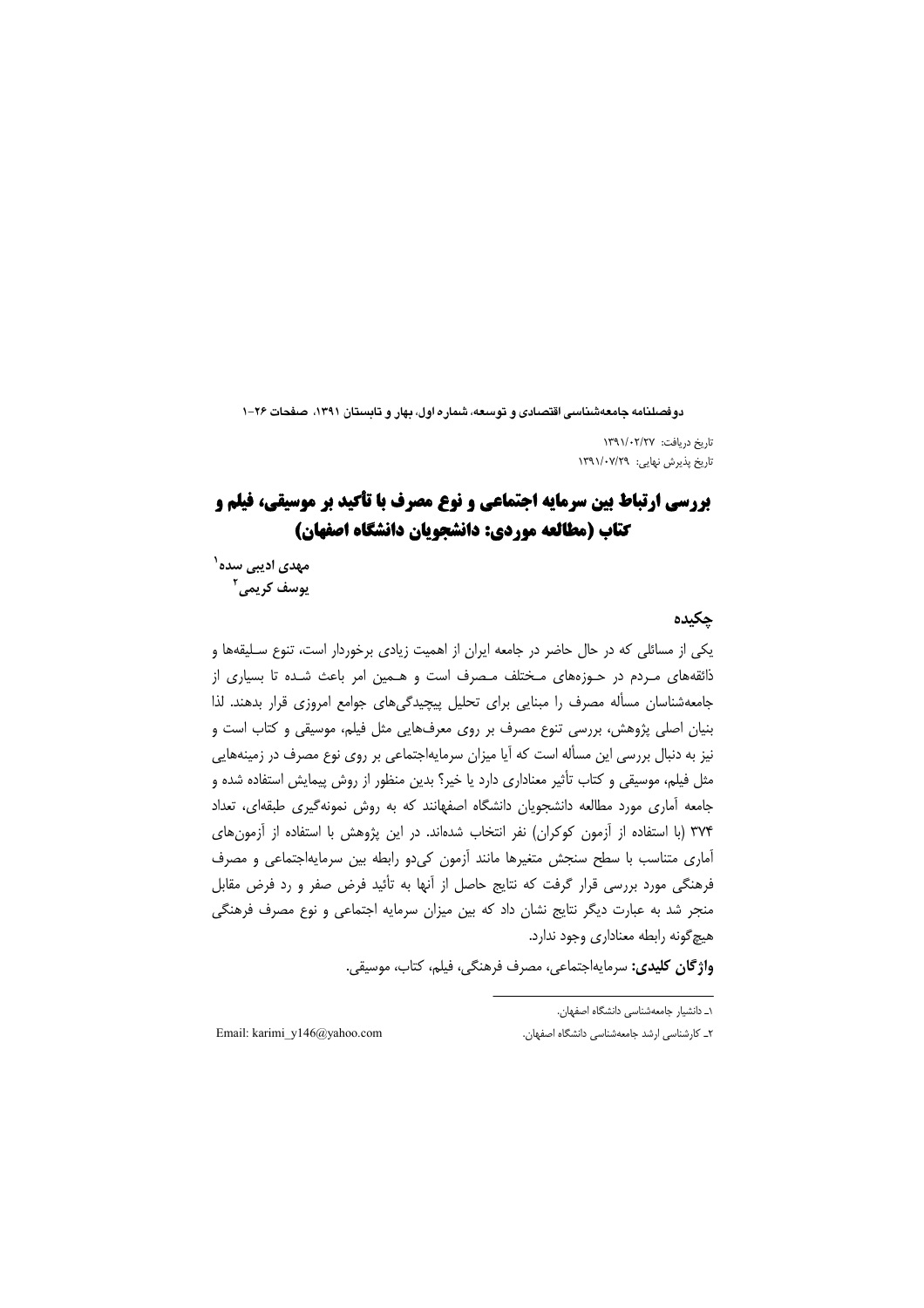تاریخ دریافت: ۱۳۹۱/۰۲/۲۷
تاریخ پذیرش نهایی: ۱۳۹۱/۰۷/۲۹

# بررسی ارتباط بین سرمایه اجتماعی و نوع مصرف با تأکید بر موسیقی، فیلم و کتاب (مطالعه موردی: دانشجویان دانشگاه اصفهان)

**مهدی ادیبی سده**[۱]
**یوسف کریمی**[۲]

## چکیده

یکی از مسائلی که در حال حاضر در جامعه ایران از اهمیت زیادی برخوردار است، تنوع سلیقه‌ها و ذائقه‌های مردم در حوزه‌های مختلف مصرف است و همین امر باعث شده تا بسیاری از جامعه‌شناسان مسأله مصرف را مبنایی برای تحلیل پیچیدگی‌های جوامع امروزی قرار بدهند. لذا بنیان اصلی پژوهش، بررسی تنوع مصرف بر روی معرف‌هایی مثل فیلم، موسیقی و کتاب است و نیز به دنبال بررسی این مسأله است که آیا میزان سرمایه‌اجتماعی بر روی نوع مصرف در زمینه‌هایی مثل فیلم، موسیقی و کتاب تأثیر معناداری دارد یا خیر؟ بدین منظور از روش پیمایش استفاده شده و جامعه آماری مورد مطالعه دانشجویان دانشگاه اصفهانند که به روش نمونه‌گیری طبقه‌ای، تعداد ۳۷۴ (با استفاده از آزمون کوکران) نفر انتخاب شده‌اند. در این پژوهش با استفاده از آزمون‌های آماری متناسب با سطح سنجش متغیرها مانند آزمون کی‌دو رابطه بین سرمایه‌اجتماعی و مصرف فرهنگی مورد بررسی قرار گرفت که نتایج حاصل از آنها به تأئید فرض صفر و رد فرض مقابل منجر شد به عبارت دیگر نتایج نشان داد که بین میزان سرمایه اجتماعی و نوع مصرف فرهنگی هیچ‌گونه رابطه معناداری وجود ندارد.

**واژگان کلیدی:** سرمایه‌اجتماعی، مصرف فرهنگی، فیلم، کتاب، موسیقی.

---

۱ـ دانشیار جامعه‌شناسی دانشگاه اصفهان.

۲ـ کارشناسی ارشد جامعه‌شناسی دانشگاه اصفهان. Email: karimi_y146@yahoo.com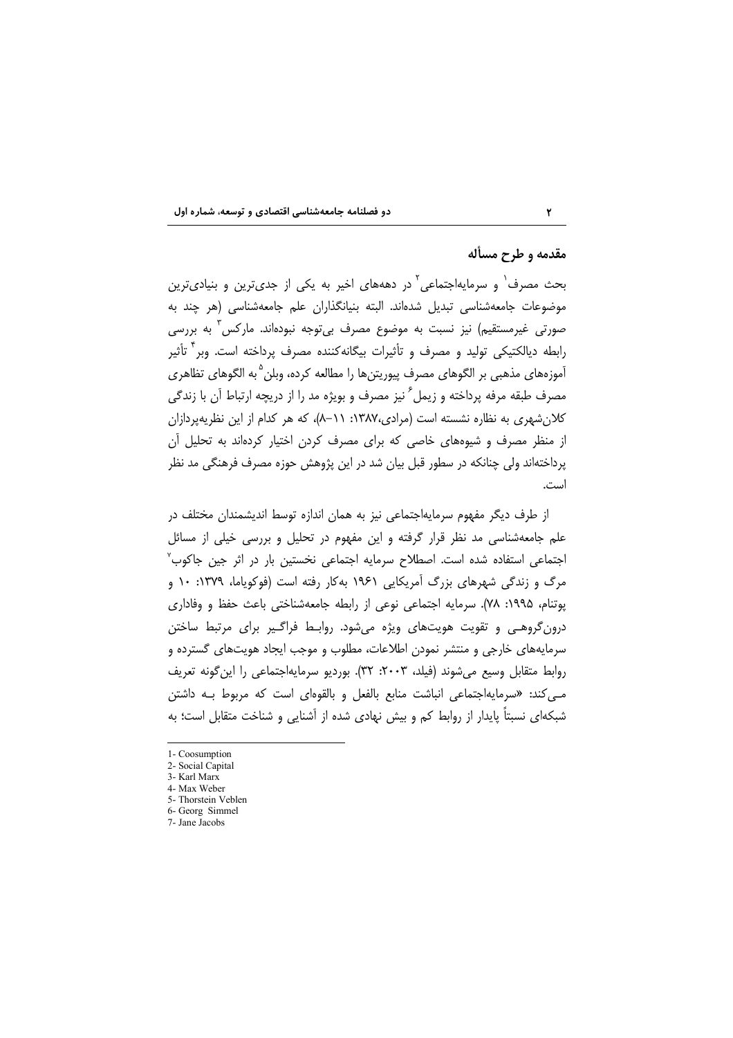## مقدمه و طرح مسأله

بحث مصرف[1] و سرمایه‌اجتماعی[2] در دهه‌های اخیر به یکی از جدی‌ترین و بنیادی‌ترین موضوعات جامعه‌شناسی تبدیل شده‌اند. البته بنیانگذاران علم جامعه‌شناسی (هر چند به صورتی غیرمستقیم) نیز نسبت به موضوع مصرف بی‌توجه نبوده‌اند. مارکس[3] به بررسی رابطه دیالکتیکی تولید و مصرف و تأثیرات بیگانه‌کننده مصرف پرداخته است. وبر[4] تأثیر آموزه‌های مذهبی بر الگوهای مصرف پیوریتن‌ها را مطالعه کرده، وبلن[5] به الگوهای تظاهری مصرف طبقه مرفه پرداخته و زیمل[6] نیز مصرف و بویژه مد را از دریچه ارتباط آن با زندگی کلان‌شهری به نظاره نشسته است (مرادی،۱۳۸۷: ۱۱-۸)، که هر کدام از این نظریه‌پردازان از منظر مصرف و شیوه‌های خاصی که برای مصرف کردن اختیار کرده‌اند به تحلیل آن پرداخته‌اند ولی چنانکه در سطور قبل بیان شد در این پژوهش حوزه مصرف فرهنگی مد نظر است.

از طرف دیگر مفهوم سرمایه‌اجتماعی نیز به همان اندازه توسط اندیشمندان مختلف در علم جامعه‌شناسی مد نظر قرار گرفته و این مفهوم در تحلیل و بررسی خیلی از مسائل اجتماعی استفاده شده است. اصطلاح سرمایه اجتماعی نخستین بار در اثر جین جاکوب[7] مرگ و زندگی شهرهای بزرگ آمریکایی ۱۹۶۱ به‌کار رفته است (فوکویاما، ۱۳۷۹: ۱۰ و پوتنام، ۱۹۹۵: ۷۸). سرمایه اجتماعی نوعی از رابطه جامعه‌شناختی باعث حفظ و وفاداری درون‌گروهـی و تقویت هویت‌های ویژه می‌شود. روابـط فراگـیر برای مرتبط ساختن سرمایه‌های خارجی و منتشر نمودن اطلاعات، مطلوب و موجب ایجاد هویت‌های گسترده و روابط متقابل وسیع می‌شوند (فیلد، ۲۰۰۳: ۳۲). بوردیو سرمایه‌اجتماعی را این‌گونه تعریف مـی‌کند: «سرمایه‌اجتماعی انباشت منابع بالفعل و بالقوه‌ای است که مربوط بـه داشتن شبکه‌ای نسبتاً پایدار از روابط کم و بیش نهادی شده از آشنایی و شناخت متقابل است؛ به

---

1- Coosumption
2- Social Capital
3- Karl Marx
4- Max Weber
5- Thorstein Veblen
6- Georg Simmel
7- Jane Jacobs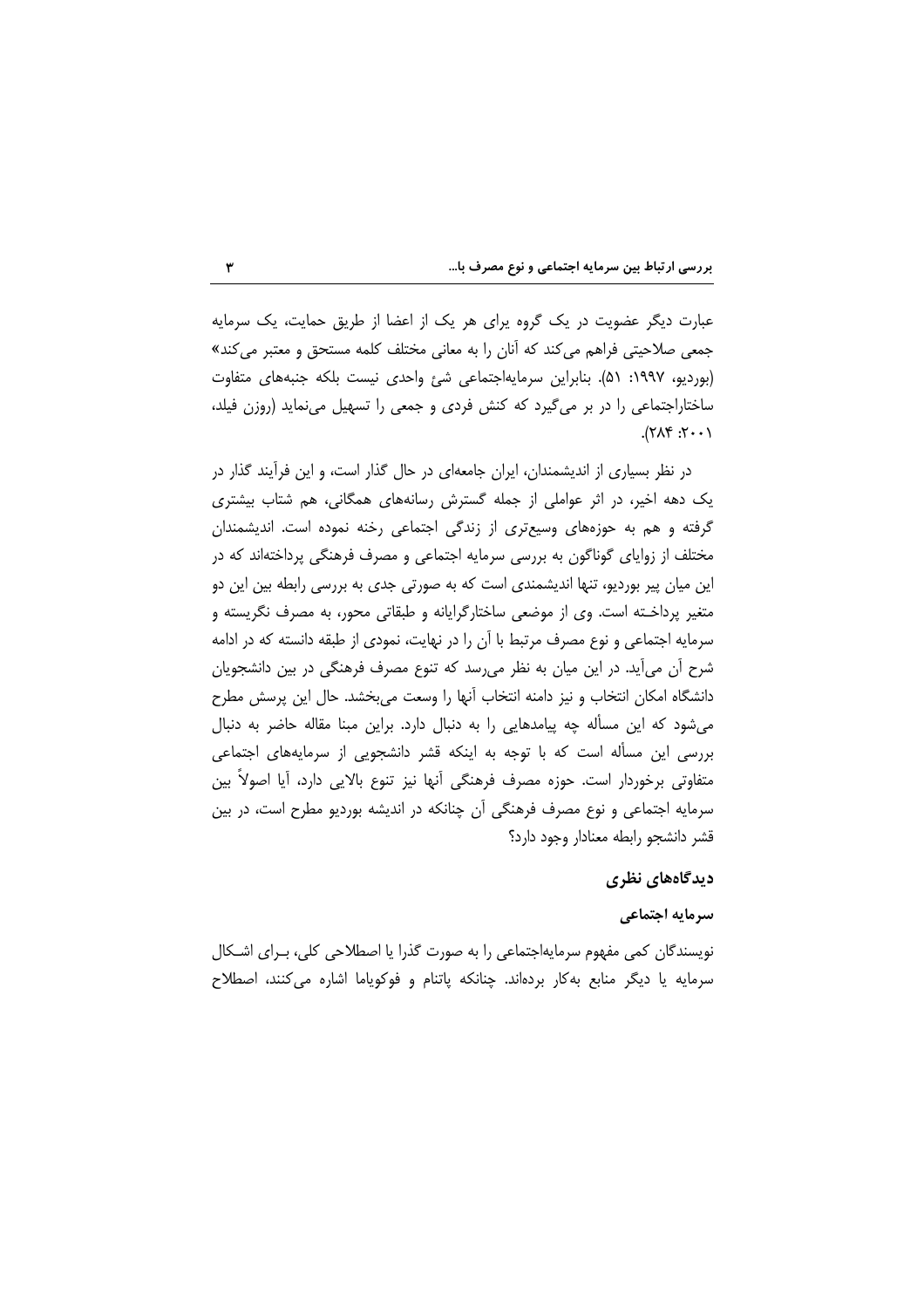عبارت دیگر عضویت در یک گروه برای هر یک از اعضا از طریق حمایت، یک سرمایه جمعی صلاحیتی فراهم می‌کند که آنان را به معانی مختلف کلمه مستحق و معتبر می‌کند» (بوردیو، ۱۹۹۷: ۵۱). بنابراین سرمایه‌اجتماعی شئ واحدی نیست بلکه جنبه‌های متفاوت ساختاراجتماعی را در بر می‌گیرد که کنش فردی و جمعی را تسهیل می‌نماید (روزن فیلد، ۲۰۰۱: ۲۸۴).

در نظر بسیاری از اندیشمندان، ایران جامعه‌ای در حال گذار است، و این فرآیند گذار در یک دهه اخیر، در اثر عواملی از جمله گسترش رسانه‌های همگانی، هم شتاب بیشتری گرفته و هم به حوزه‌های وسیع‌تری از زندگی اجتماعی رخنه نموده است. اندیشمندان مختلف از زوایای گوناگون به بررسی سرمایه اجتماعی و مصرف فرهنگی پرداخته‌اند که در این میان پیر بوردیو، تنها اندیشمندی است که به صورتی جدی به بررسی رابطه بین این دو متغیر پرداخته است. وی از موضعی ساختارگرایانه و طبقاتی محور، به مصرف نگریسته و سرمایه اجتماعی و نوع مصرف مرتبط با آن را در نهایت، نمودی از طبقه دانسته که در ادامه شرح آن می‌آید. در این میان به نظر می‌رسد که تنوع مصرف فرهنگی در بین دانشجویان دانشگاه امکان انتخاب و نیز دامنه انتخاب آنها را وسعت می‌بخشد. حال این پرسش مطرح می‌شود که این مسأله چه پیامدهایی را به دنبال دارد. براین مبنا مقاله حاضر به دنبال بررسی این مسأله است که با توجه به اینکه قشر دانشجویی از سرمایه‌های اجتماعی متفاوتی برخوردار است. حوزه مصرف فرهنگی آنها نیز تنوع بالایی دارد، آیا اصولاً بین سرمایه اجتماعی و نوع مصرف فرهنگی آن چنانکه در اندیشه بوردیو مطرح است، در بین قشر دانشجو رابطه معنادار وجود دارد؟

## دیدگاه‌های نظری

### سرمایه اجتماعی

نویسندگان کمی مفهوم سرمایه‌اجتماعی را به صورت گذرا یا اصطلاحی کلی، برای اشکال سرمایه یا دیگر منابع به‌کار برده‌اند. چنانکه پاتنام و فوکویاما اشاره می‌کنند، اصطلاح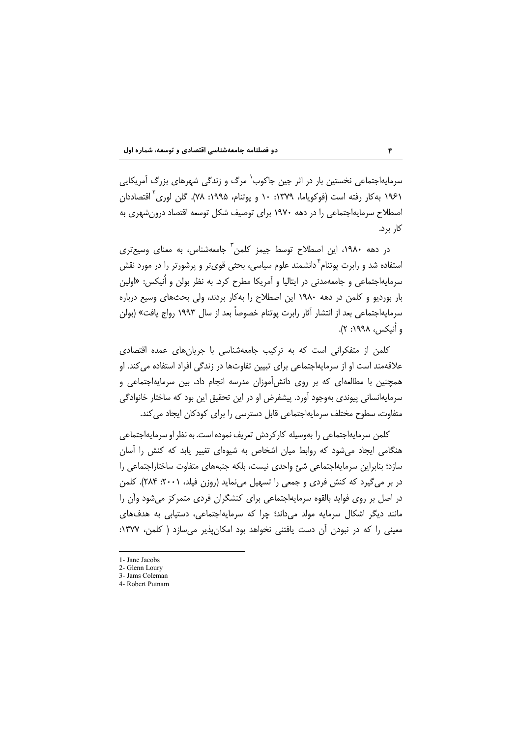سرمایه‌اجتماعی نخستین بار در اثر جین جاکوب[1] مرگ و زندگی شهرهای بزرگ آمریکایی ۱۹۶۱ به‌کار رفته است (فوکویاما، ۱۳۷۹: ۱۰ و پوتنام، ۱۹۹۵: ۷۸). گلن لوری[2] اقتصاددان اصطلاح سرمایه‌اجتماعی را در دهه ۱۹۷۰ برای توصیف شکل توسعه اقتصاد درون‌شهری به کار برد.

در دهه ۱۹۸۰، این اصطلاح توسط جیمز کلمن[3] جامعه‌شناس، به معنای وسیع‌تری استفاده شد و رابرت پوتنام[4] دانشمند علوم سیاسی، بحثی قوی‌تر و پرشورتر را در مورد نقش سرمایه‌اجتماعی و جامعه‌مدنی در ایتالیا و آمریکا مطرح کرد. به نظر بولن و اُنیکس: «اولین بار بوردیو و کلمن در دهه ۱۹۸۰ این اصطلاح را به‌کار بردند، ولی بحث‌های وسیع درباره سرمایه‌اجتماعی بعد از انتشار آثار رابرت پوتنام خصوصاً بعد از سال ۱۹۹۳ رواج یافت» (بولن و اُنیکس، ۱۹۹۸: ۲).

کلمن از متفکرانی است که به ترکیب جامعه‌شناسی با جریان‌های عمده اقتصادی علاقه‌مند است او از سرمایه‌اجتماعی برای تبیین تفاوت‌ها در زندگی افراد استفاده می‌کند. او همچنین با مطالعه‌ای که بر روی دانش‌آموزان مدرسه انجام داد، بین سرمایه‌اجتماعی و سرمایه‌انسانی پیوندی به‌وجود آورد. پیشفرض او در این تحقیق این بود که ساختار خانوادگی متفاوت، سطوح مختلف سرمایه‌اجتماعی قابل دسترسی را برای کودکان ایجاد می‌کند.

کلمن سرمایه‌اجتماعی را به‌وسیله کارکردش تعریف نموده است. به نظر او سرمایه‌اجتماعی هنگامی ایجاد می‌شود که روابط میان اشخاص به شیوه‌ای تغییر یابد که کنش را آسان سازد؛ بنابراین سرمایه‌اجتماعی شئ واحدی نیست، بلکه جنبه‌های متفاوت ساختاراجتماعی را در بر می‌گیرد که کنش فردی و جمعی را تسهیل می‌نماید (روزن فیلد، ۲۰۰۱: ۲۸۴). کلمن در اصل بر روی فواید بالقوه سرمایه‌اجتماعی برای کنشگران فردی متمرکز می‌شود وآن را مانند دیگر اشکال سرمایه مولد می‌داند؛ چرا که سرمایه‌اجتماعی، دستیابی به هدف‌های معینی را که در نبودن آن دست یافتنی نخواهد بود امکان‌پذیر می‌سازد ( کلمن، ۱۳۷۷:

---

1- Jane Jacobs
2- Glenn Loury
3- Jams Coleman
4- Robert Putnam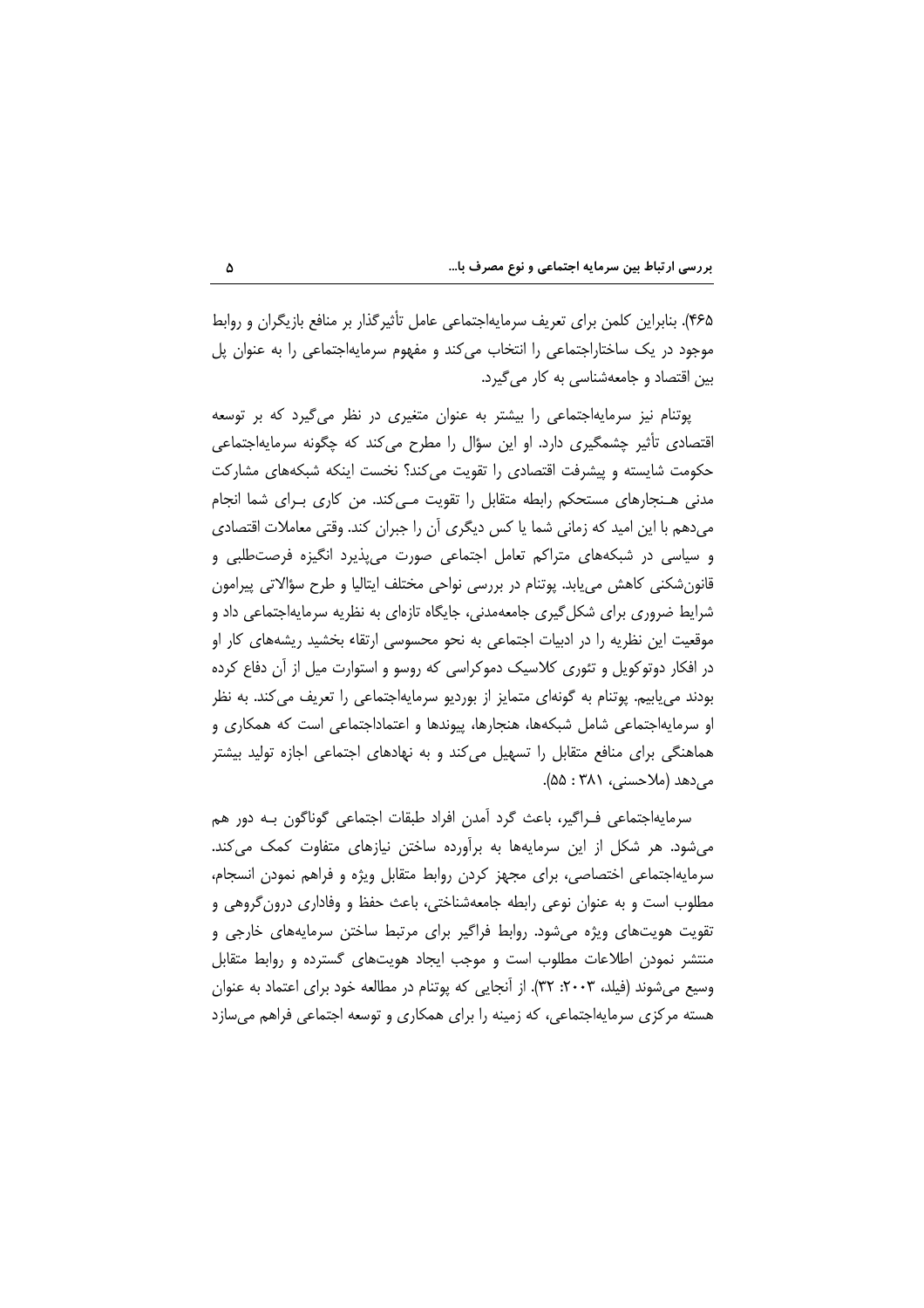۴۶۵). بنابراین کلمن برای تعریف سرمایه‌اجتماعی عامل تأثیرگذار بر منافع بازیگران و روابط موجود در یک ساختاراجتماعی را انتخاب می‌کند و مفهوم سرمایه‌اجتماعی را به عنوان پل بین اقتصاد و جامعه‌شناسی به کار می‌گیرد.

پوتنام نیز سرمایه‌اجتماعی را بیشتر به عنوان متغیری در نظر می‌گیرد که بر توسعه اقتصادی تأثیر چشمگیری دارد. او این سؤال را مطرح می‌کند که چگونه سرمایه‌اجتماعی حکومت شایسته و پیشرفت اقتصادی را تقویت می‌کند؟ نخست اینکه شبکه‌های مشارکت مدنی هنجارهای مستحکم رابطه متقابل را تقویت می‌کند. من کاری برای شما انجام می‌دهم با این امید که زمانی شما یا کس دیگری آن را جبران کند. وقتی معاملات اقتصادی و سیاسی در شبکه‌های متراکم تعامل اجتماعی صورت می‌پذیرد انگیزه فرصت‌طلبی و قانون‌شکنی کاهش می‌یابد. پوتنام در بررسی نواحی مختلف ایتالیا و طرح سؤالاتی پیرامون شرایط ضروری برای شکل‌گیری جامعه‌مدنی، جایگاه تازه‌ای به نظریه سرمایه‌اجتماعی داد و موقعیت این نظریه را در ادبیات اجتماعی به نحو محسوسی ارتقاء بخشید ریشه‌های کار او در افکار دوتوکویل و تئوری کلاسیک دموکراسی که روسو و استوارت میل از آن دفاع کرده بودند می‌یابیم. پوتنام به گونه‌ای متمایز از بوردیو سرمایه‌اجتماعی را تعریف می‌کند. به نظر او سرمایه‌اجتماعی شامل شبکه‌ها، هنجارها، پیوندها و اعتماداجتماعی است که همکاری و هماهنگی برای منافع متقابل را تسهیل می‌کند و به نهادهای اجتماعی اجازه تولید بیشتر می‌دهد (ملاحسنی، ۳۸۱ : ۵۵).

سرمایه‌اجتماعی فراگیر، باعث گرد آمدن افراد طبقات اجتماعی گوناگون بـه دور هم می‌شود. هر شکل از این سرمایه‌ها به برآورده ساختن نیازهای متفاوت کمک می‌کند. سرمایه‌اجتماعی اختصاصی، برای مجهز کردن روابط متقابل ویژه و فراهم نمودن انسجام، مطلوب است و به عنوان نوعی رابطه جامعه‌شناختی، باعث حفظ و وفاداری درون‌گروهی و تقویت هویت‌های ویژه می‌شود. روابط فراگیر برای مرتبط ساختن سرمایه‌های خارجی و منتشر نمودن اطلاعات مطلوب است و موجب ایجاد هویت‌های گسترده و روابط متقابل وسیع می‌شوند (فیلد، ۲۰۰۳: ۳۲). از آنجایی که پوتنام در مطالعه خود برای اعتماد به عنوان هسته مرکزی سرمایه‌اجتماعی، که زمینه را برای همکاری و توسعه اجتماعی فراهم می‌سازد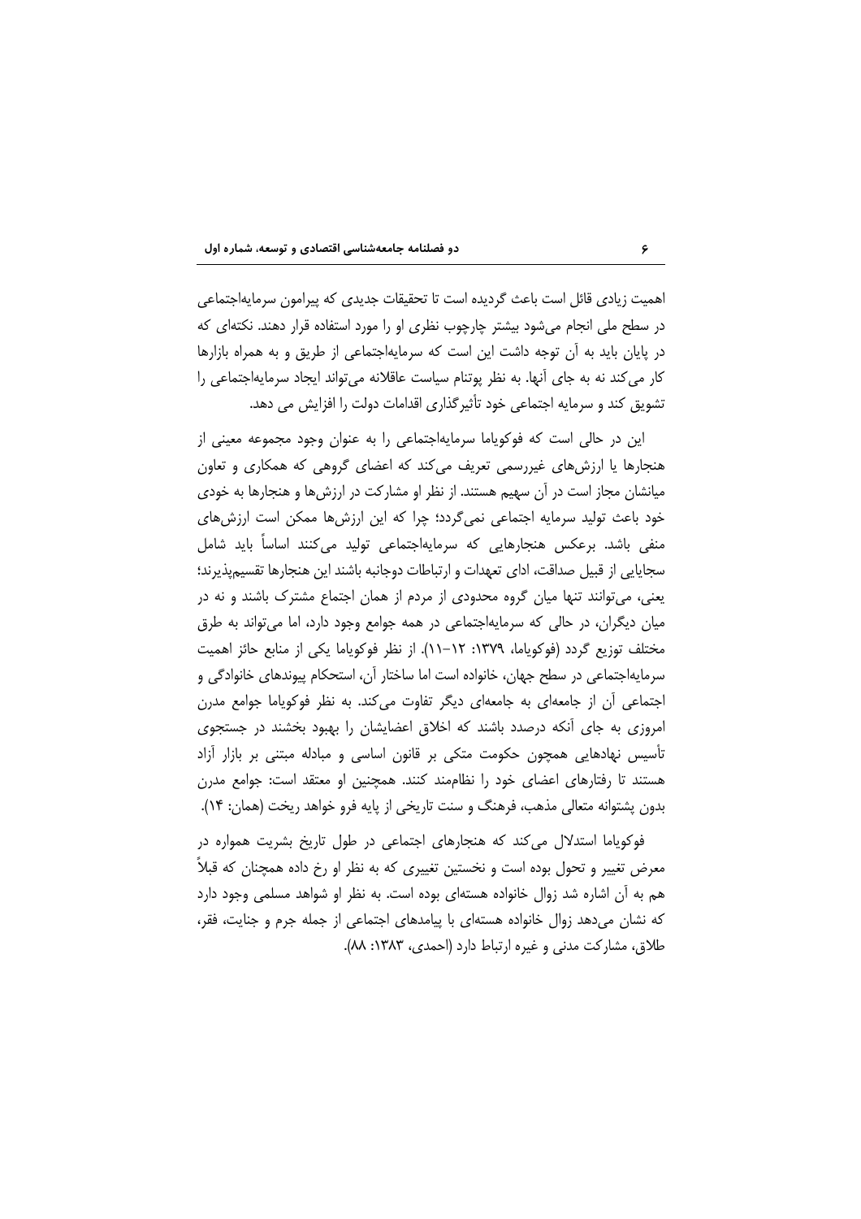اهمیت زیادی قائل است باعث گردیده است تا تحقیقات جدیدی که پیرامون سرمایه‌اجتماعی در سطح ملی انجام می‌شود بیشتر چارچوب نظری او را مورد استفاده قرار دهند. نکته‌ای که در پایان باید به آن توجه داشت این است که سرمایه‌اجتماعی از طریق و به همراه بازارها کار می‌کند نه به جای آنها. به نظر پوتنام سیاست عاقلانه می‌تواند ایجاد سرمایه‌اجتماعی را تشویق کند و سرمایه اجتماعی خود تأثیرگذاری اقدامات دولت را افزایش می دهد.

این در حالی است که فوکویاما سرمایه‌اجتماعی را به عنوان وجود مجموعه معینی از هنجارها یا ارزش‌های غیررسمی تعریف می‌کند که اعضای گروهی که همکاری و تعاون میانشان مجاز است در آن سهیم هستند. از نظر او مشارکت در ارزش‌ها و هنجارها به خودی خود باعث تولید سرمایه اجتماعی نمی‌گردد؛ چرا که این ارزش‌ها ممکن است ارزش‌های منفی باشد. برعکس هنجارهایی که سرمایه‌اجتماعی تولید می‌کنند اساساً باید شامل سجایایی از قبیل صداقت، ادای تعهدات و ارتباطات دوجانبه باشند این هنجارها تقسیم‌پذیرند؛ یعنی، می‌توانند تنها میان گروه محدودی از مردم از همان اجتماع مشترک باشند و نه در میان دیگران، در حالی که سرمایه‌اجتماعی در همه جوامع وجود دارد، اما می‌تواند به طرق مختلف توزیع گردد (فوکویاما، ۱۳۷۹: ۱۲-۱۱). از نظر فوکویاما یکی از منابع حائز اهمیت سرمایه‌اجتماعی در سطح جهان، خانواده است اما ساختار آن، استحکام پیوندهای خانوادگی و اجتماعی آن از جامعه‌ای به جامعه‌ای دیگر تفاوت می‌کند. به نظر فوکویاما جوامع مدرن امروزی به جای آنکه درصدد باشند که اخلاق اعضایشان را بهبود بخشند در جستجوی تأسیس نهادهایی همچون حکومت متکی بر قانون اساسی و مبادله مبتنی بر بازار آزاد هستند تا رفتارهای اعضای خود را نظام‌مند کنند. همچنین او معتقد است: جوامع مدرن بدون پشتوانه متعالی مذهب، فرهنگ و سنت تاریخی از پایه فرو خواهد ریخت (همان: ۱۴).

فوکویاما استدلال می‌کند که هنجارهای اجتماعی در طول تاریخ بشریت همواره در معرض تغییر و تحول بوده است و نخستین تغییری که به نظر او رخ داده همچنان که قبلاً هم به آن اشاره شد زوال خانواده هسته‌ای بوده است. به نظر او شواهد مسلمی وجود دارد که نشان می‌دهد زوال خانواده هسته‌ای با پیامدهای اجتماعی از جمله جرم و جنایت، فقر، طلاق، مشارکت مدنی و غیره ارتباط دارد (احمدی، ۱۳۸۳: ۸۸).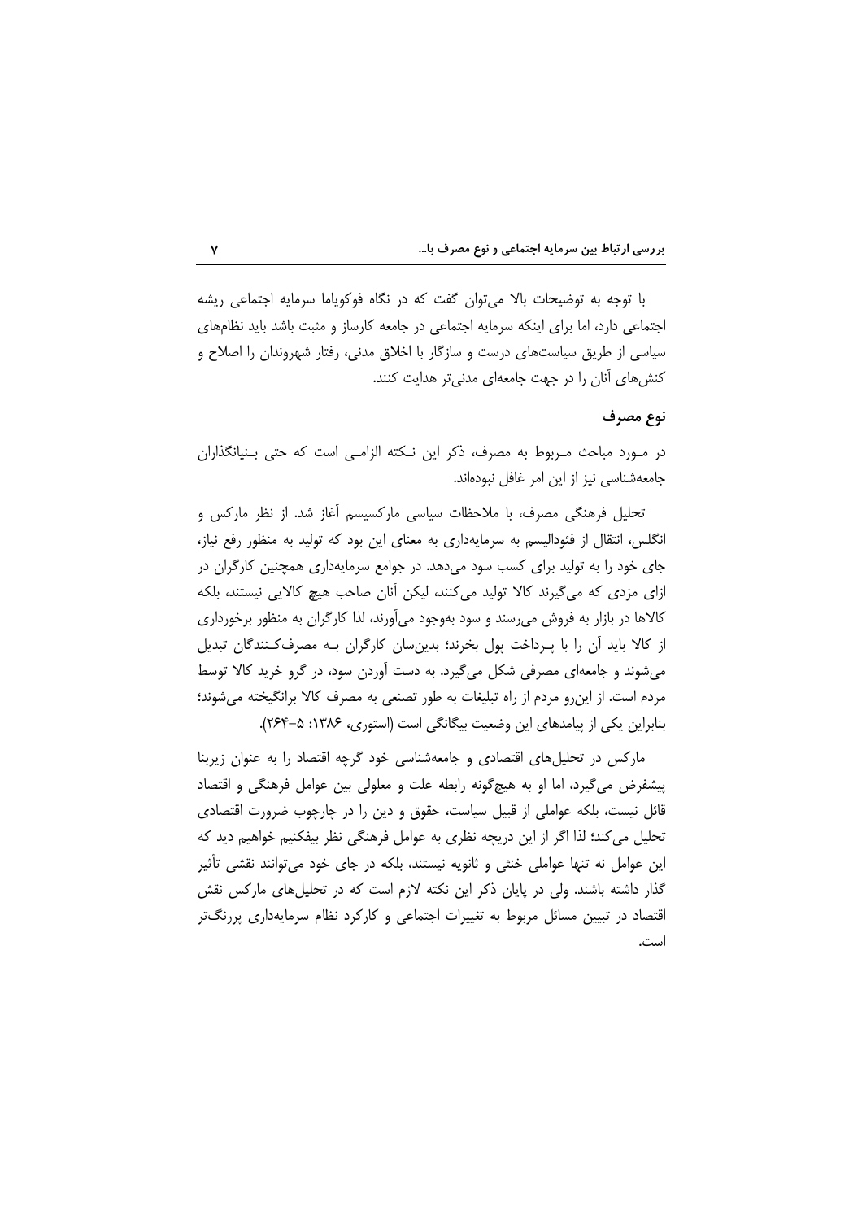با توجه به توضیحات بالا می‌توان گفت که در نگاه فوکویاما سرمایه اجتماعی ریشه اجتماعی دارد، اما برای اینکه سرمایه اجتماعی در جامعه کارساز و مثبت باشد باید نظام‌های سیاسی از طریق سیاست‌های درست و سازگار با اخلاق مدنی، رفتار شهروندان را اصلاح و کنش‌های آنان را در جهت جامعه‌ای مدنی‌تر هدایت کنند.

## نوع مصرف

در مورد مباحث مربوط به مصرف، ذکر این نکته الزامی است که حتی بنیانگذاران جامعه‌شناسی نیز از این امر غافل نبوده‌اند.

تحلیل فرهنگی مصرف، با ملاحظات سیاسی مارکسیسم آغاز شد. از نظر مارکس و انگلس، انتقال از فئودالیسم به سرمایه‌داری به معنای این بود که تولید به منظور رفع نیاز، جای خود را به تولید برای کسب سود می‌دهد. در جوامع سرمایه‌داری همچنین کارگران در ازای مزدی که می‌گیرند کالا تولید می‌کنند، لیکن آنان صاحب هیچ کالایی نیستند، بلکه کالاها در بازار به فروش می‌رسند و سود به‌وجود می‌آورند، لذا کارگران به منظور برخورداری از کالا باید آن را با پرداخت پول بخرند؛ بدین‌سان کارگران بـه مصرف‌کنندگان تبدیل می‌شوند و جامعه‌ای مصرفی شکل می‌گیرد. به دست آوردن سود، در گرو خرید کالا توسط مردم است. از این‌رو مردم از راه تبلیغات به طور تصنعی به مصرف کالا برانگیخته می‌شوند؛ بنابراین یکی از پیامدهای این وضعیت بیگانگی است (استوری، ۱۳۸۶: ۵-۲۶۴).

مارکس در تحلیل‌های اقتصادی و جامعه‌شناسی خود گرچه اقتصاد را به عنوان زیربنا پیشفرض می‌گیرد، اما او به هیچ‌گونه رابطه علت و معلولی بین عوامل فرهنگی و اقتصاد قائل نیست، بلکه عواملی از قبیل سیاست، حقوق و دین را در چارچوب ضرورت اقتصادی تحلیل می‌کند؛ لذا اگر از این دریچه نظری به عوامل فرهنگی نظر بیفکنیم خواهیم دید که این عوامل نه تنها عواملی خنثی و ثانویه نیستند، بلکه در جای خود می‌توانند نقشی تأثیر گذار داشته باشند. ولی در پایان ذکر این نکته لازم است که در تحلیل‌های مارکس نقش اقتصاد در تبیین مسائل مربوط به تغییرات اجتماعی و کارکرد نظام سرمایه‌داری پررنگ‌تر است.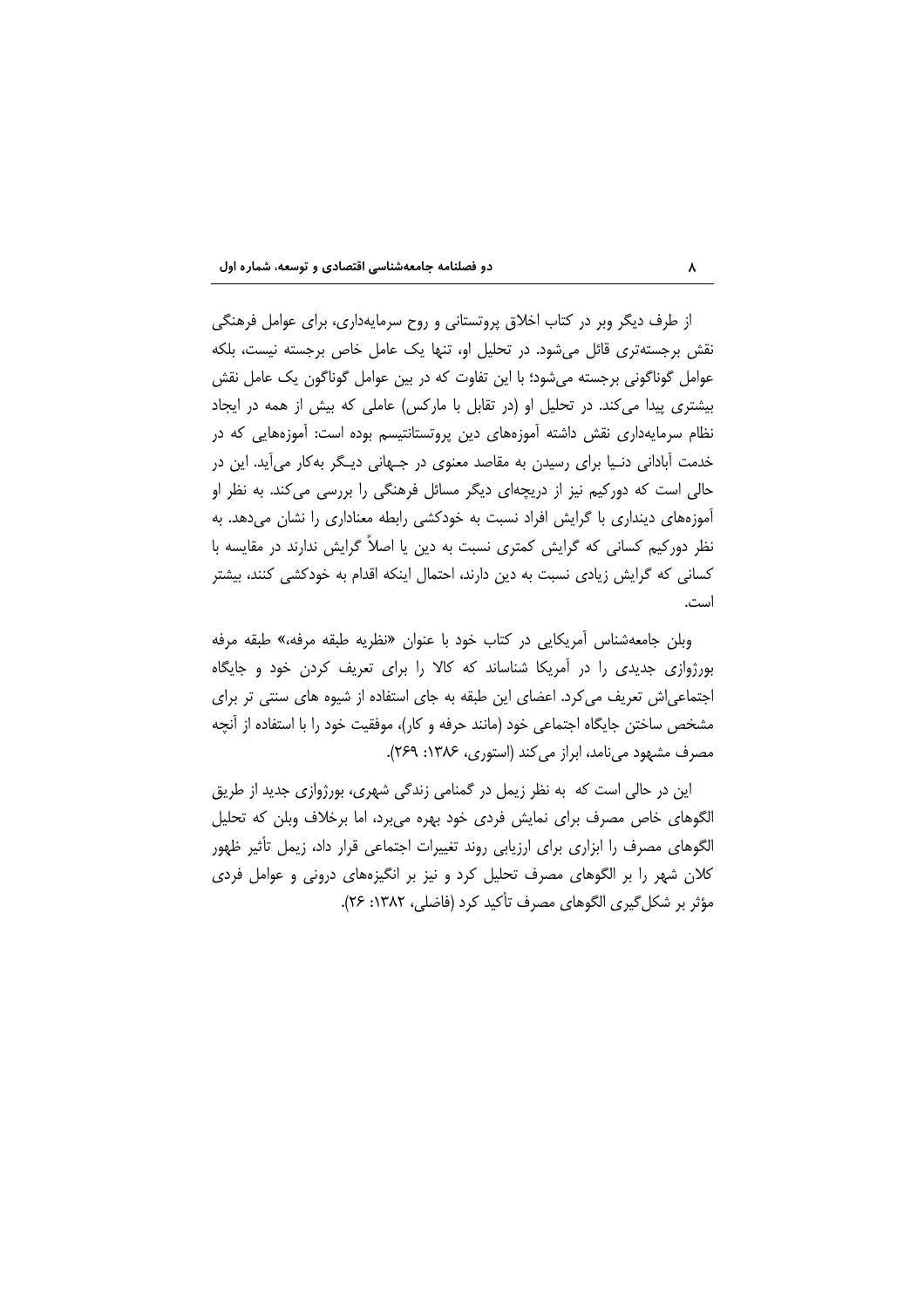از طرف دیگر وبر در کتاب اخلاق پروتستانی و روح سرمایه‌داری، برای عوامل فرهنگی نقش برجسته‌تری قائل می‌شود. در تحلیل او، تنها یک عامل خاص برجسته نیست، بلکه عوامل گوناگونی برجسته می‌شود؛ با این تفاوت که در بین عوامل گوناگون یک عامل نقش بیشتری پیدا می‌کند. در تحلیل او (در تقابل با مارکس) عاملی که بیش از همه در ایجاد نظام سرمایه‌داری نقش داشته آموزه‌های دین پروتستانتیسم بوده است: آموزه‌هایی که در خدمت آبادانی دنـیا برای رسیدن به مقاصد معنوی در جـهانی دیـگر به‌کار می‌آید. این در حالی است که دورکیم نیز از دریچه‌ای دیگر مسائل فرهنگی را بررسی می‌کند. به نظر او آموزه‌های دینداری با گرایش افراد نسبت به خودکشی رابطه معناداری را نشان می‌دهد. به نظر دورکیم کسانی که گرایش کمتری نسبت به دین یا اصلاً گرایش ندارند در مقایسه با کسانی که گرایش زیادی نسبت به دین دارند، احتمال اینکه اقدام به خودکشی کنند، بیشتر است.

وبلن جامعه‌شناس آمریکایی در کتاب خود با عنوان «نظریه طبقه مرفه،» طبقه مرفه بورژوازی جدیدی را در آمریکا شناساند که کالا را برای تعریف کردن خود و جایگاه اجتماعی‌اش تعریف می‌کرد. اعضای این طبقه به جای استفاده از شیوه های سنتی تر برای مشخص ساختن جایگاه اجتماعی خود (مانند حرفه و کار)، موفقیت خود را با استفاده از آنچه مصرف مشهود می‌نامد، ابراز می‌کند (استوری، ۱۳۸۶: ۲۶۹).

این در حالی است که به نظر زیمل در گمنامی زندگی شهری، بورژوازی جدید از طریق الگوهای خاص مصرف برای نمایش فردی خود بهره می‌برد، اما برخلاف وبلن که تحلیل الگوهای مصرف را ابزاری برای ارزیابی روند تغییرات اجتماعی قرار داد، زیمل تأثیر ظهور کلان شهر را بر الگوهای مصرف تحلیل کرد و نیز بر انگیزه‌های درونی و عوامل فردی مؤثر بر شکل‌گیری الگوهای مصرف تأکید کرد (فاضلی، ۱۳۸۲: ۲۶).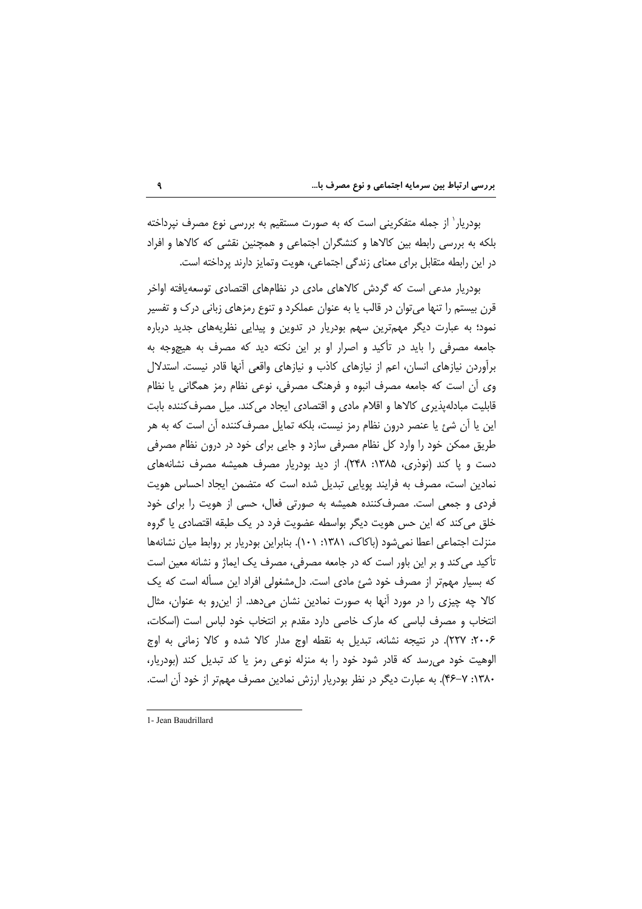بودریار[1] از جمله متفکرینی است که به صورت مستقیم به بررسی نوع مصرف نپرداخته بلکه به بررسی رابطه بین کالاها و کنشگران اجتماعی و همچنین نقشی که کالاها و افراد در این رابطه متقابل برای معنای زندگی اجتماعی، هویت وتمایز دارند پرداخته است.

بودریار مدعی است که گردش کالاهای مادی در نظام‌های اقتصادی توسعه‌یافته اواخر قرن بیستم را تنها می‌توان در قالب یا به عنوان عملکرد و تنوع رمزهای زبانی درک و تفسیر نمود؛ به عبارت دیگر مهم‌ترین سهم بودریار در تدوین و پیدایی نظریه‌های جدید درباره جامعه مصرفی را باید در تأکید و اصرار او بر این نکته دید که مصرف به هیچ‌وجه به برآوردن نیازهای انسان، اعم از نیازهای کاذب و نیازهای واقعی آنها قادر نیست. استدلال وی آن است که جامعه مصرف انبوه و فرهنگ مصرفی، نوعی نظام رمز همگانی یا نظام قابلیت مبادله‌پذیری کالاها و اقلام مادی و اقتصادی ایجاد می‌کند. میل مصرف‌کننده بابت این یا آن شئ یا عنصر درون نظام رمز نیست، بلکه تمایل مصرف‌کننده آن است که به هر طریق ممکن خود را وارد کل نظام مصرفی سازد و جایی برای خود در درون نظام مصرفی دست و پا کند (نوذری، ۱۳۸۵: ۲۴۸). از دید بودریار مصرف همیشه مصرف نشانه‌های نمادین است، مصرف به فرایند پویایی تبدیل شده است که متضمن ایجاد احساس هویت فردی و جمعی است. مصرف‌کننده همیشه به صورتی فعال، حسی از هویت را برای خود خلق می‌کند که این حس هویت دیگر بواسطه عضویت فرد در یک طبقه اقتصادی یا گروه منزلت اجتماعی اعطا نمی‌شود (باکاک، ۱۳۸۱: ۱۰۱). بنابراین بودریار بر روابط میان نشانه‌ها تأکید می‌کند و بر این باور است که در جامعه مصرفی، مصرف یک ایماژ و نشانه معین است که بسیار مهم‌تر از مصرف خود شئ مادی است. دل‌مشغولی افراد این مسأله است که یک کالا چه چیزی را در مورد آنها به صورت نمادین نشان می‌دهد. از این‌رو به عنوان، مثال انتخاب و مصرف لباسی که مارک خاصی دارد مقدم بر انتخاب خود لباس است (اسکات، ۲۰۰۶: ۲۲۷). در نتیجه نشانه، تبدیل به نقطه اوج مدار کالا شده و کالا زمانی به اوج الوهیت خود می‌رسد که قادر شود خود را به منزله نوعی رمز یا کد تبدیل کند (بودریار، ۱۳۸۰: ۷–۴۶). به عبارت دیگر در نظر بودریار ارزش نمادین مصرف مهم‌تر از خود آن است.

---

1- Jean Baudrillard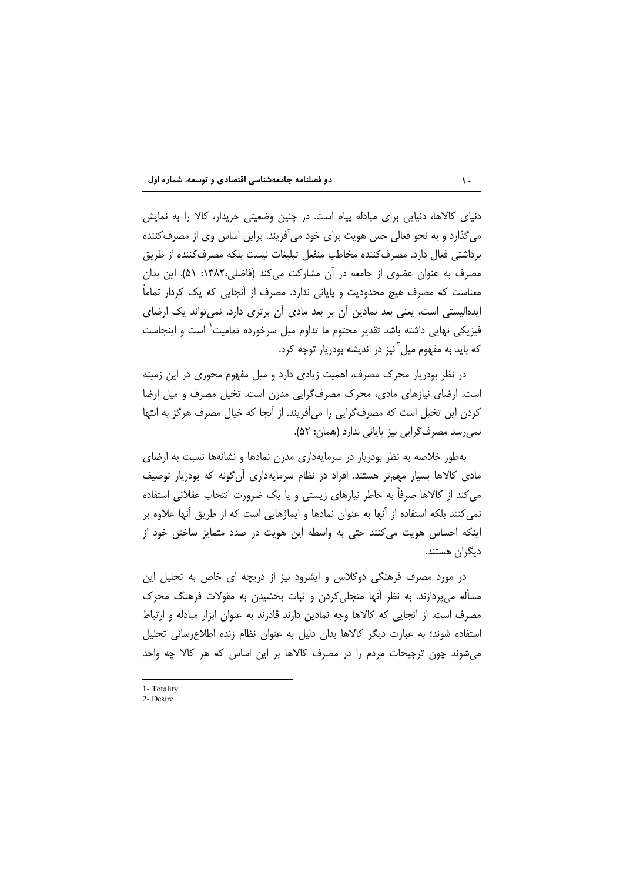دنیای کالاها، دنیایی برای مبادله پیام است. در چنین وضعیتی خریدار، کالا را به نمایش می‌گذارد و به نحو فعالی حس هویت برای خود می‌آفریند. براین اساس وی از مصرف‌کننده برداشتی فعال دارد. مصرف‌کننده مخاطب منفعل تبلیغات نیست بلکه مصرف‌کننده از طریق مصرف به عنوان عضوی از جامعه در آن مشارکت می‌کند (فاضلی،۱۳۸۲: ۵۱). این بدان معناست که مصرف هیچ محدودیت و پایانی ندارد. مصرف از آنجایی که یک کردار تماماً ایده‌الیستی است، یعنی بعد نمادین آن بر بعد مادی آن برتری دارد، نمی‌تواند یک ارضای فیزیکی نهایی داشته باشد تقدیر محتوم ما تداوم میل سرخورده تمامیت[1] است و اینجاست که باید به مفهوم میل[2] نیز در اندیشه بودریار توجه کرد.

در نظر بودریار محرک مصرف، اهمیت زیادی دارد و میل مفهوم محوری در این زمینه است. ارضای نیازهای مادی، محرک مصرف‌گرایی مدرن است. تخیل مصرف و میل ارضا کردن این تخیل است که مصرف‌گرایی را می‌آفریند. از آنجا که خیال مصرف هرگز به انتها نمی‌رسد مصرف‌گرایی نیز پایانی ندارد (همان: ۵۲).

به‌طور خلاصه به نظر بودریار در سرمایه‌داری مدرن نمادها و نشانه‌ها نسبت به ارضای مادی کالاها بسیار مهم‌تر هستند. افراد در نظام سرمایه‌داری آن‌گونه که بودریار توصیف می‌کند از کالاها صرفاً به خاطر نیازهای زیستی و یا یک ضرورت انتخاب عقلانی استفاده نمی‌کنند بلکه استفاده از آنها به عنوان نمادها و ایماژهایی است که از طریق آنها علاوه بر اینکه احساس هویت می‌کنند حتی به واسطه این هویت در صدد متمایز ساختن خود از دیگران هستند.

در مورد مصرف فرهنگی دوگلاس و ایشرود نیز از دریچه ای خاص به تحلیل این مسأله می‌پردازند. به نظر آنها متجلی‌کردن و ثبات بخشیدن به مقولات فرهنگ محرک مصرف است. از آنجایی که کالاها وجه نمادین دارند قادرند به عنوان ابزار مبادله و ارتباط استفاده شوند؛ به عبارت دیگر کالاها بدان دلیل به عنوان نظام زنده اطلاع‌رسانی تحلیل می‌شوند چون ترجیحات مردم را در مصرف کالاها بر این اساس که هر کالا چه واحد

---

1- Totality

2- Desire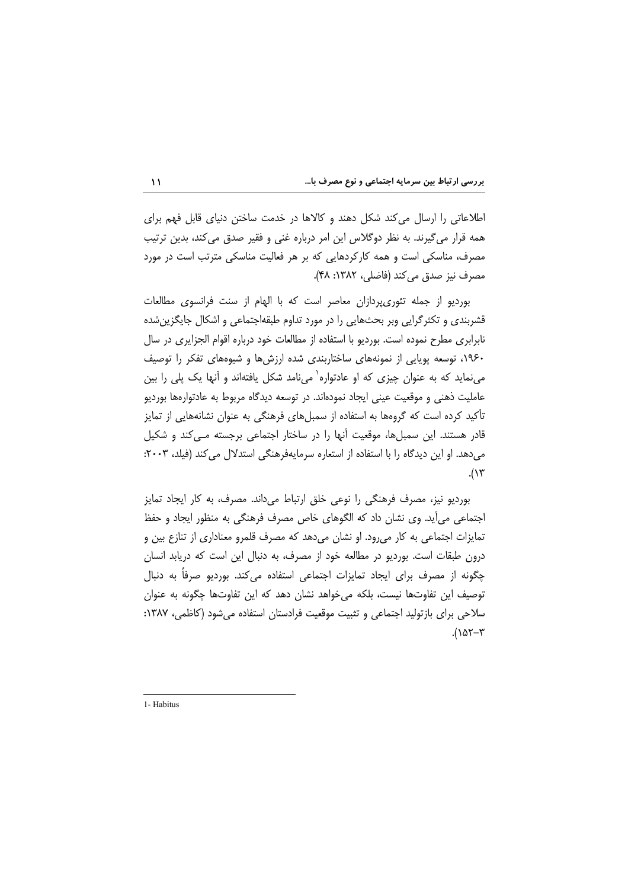اطلاعاتی را ارسال می‌کند شکل دهند و کالاها در خدمت ساختن دنیای قابل فهم برای همه قرار می‌گیرند. به نظر دوگلاس این امر درباره غنی و فقیر صدق می‌کند، بدین ترتیب مصرف، مناسکی است و همه کارکردهایی که بر هر فعالیت مناسکی مترتب است در مورد مصرف نیز صدق می‌کند (فاضلی، ۱۳۸۲: ۴۸).

بوردیو از جمله تئوری‌پردازان معاصر است که با الهام از سنت فرانسوی مطالعات قشربندی و تکثرگرایی وبر بحث‌هایی را در مورد تداوم طبقه‌اجتماعی و اشکال جایگزین‌شده نابرابری مطرح نموده است. بوردیو با استفاده از مطالعات خود درباره اقوام الجزایری در سال ۱۹۶۰، توسعه پویایی از نمونه‌های ساختاربندی شده ارزش‌ها و شیوه‌های تفکر را توصیف می‌نماید که به عنوان چیزی که او عادتواره[1] می‌نامد شکل یافته‌اند و آنها یک پلی را بین عاملیت ذهنی و موقعیت عینی ایجاد نموده‌اند. در توسعه دیدگاه مربوط به عادتواره‌ها بوردیو تأکید کرده است که گروه‌ها به استفاده از سمبل‌های فرهنگی به عنوان نشانه‌هایی از تمایز قادر هستند. این سمبل‌ها، موقعیت آنها را در ساختار اجتماعی برجسته مـی‌کند و شکیل می‌دهد. او این دیدگاه را با استفاده از استعاره سرمایه‌فرهنگی استدلال می‌کند (فیلد، ۲۰۰۳: ۱۳).

بوردیو نیز، مصرف فرهنگی را نوعی خلق ارتباط می‌داند. مصرف، به کار ایجاد تمایز اجتماعی می‌آید. وی نشان داد که الگوهای خاص مصرف فرهنگی به منظور ایجاد و حفظ تمایزات اجتماعی به کار می‌رود. او نشان می‌دهد که مصرف قلمرو معناداری از تنازع بین و درون طبقات است. بوردیو در مطالعه خود از مصرف، به دنبال این است که دریابد انسان چگونه از مصرف برای ایجاد تمایزات اجتماعی استفاده می‌کند. بوردیو صرفاً به دنبال توصیف این تفاوت‌ها نیست، بلکه می‌خواهد نشان دهد که این تفاوت‌ها چگونه به عنوان سلاحی برای بازتولید اجتماعی و تثبیت موقعیت فرادستان استفاده می‌شود (کاظمی، ۱۳۸۷: ۳-۱۵۲).

---

1- Habitus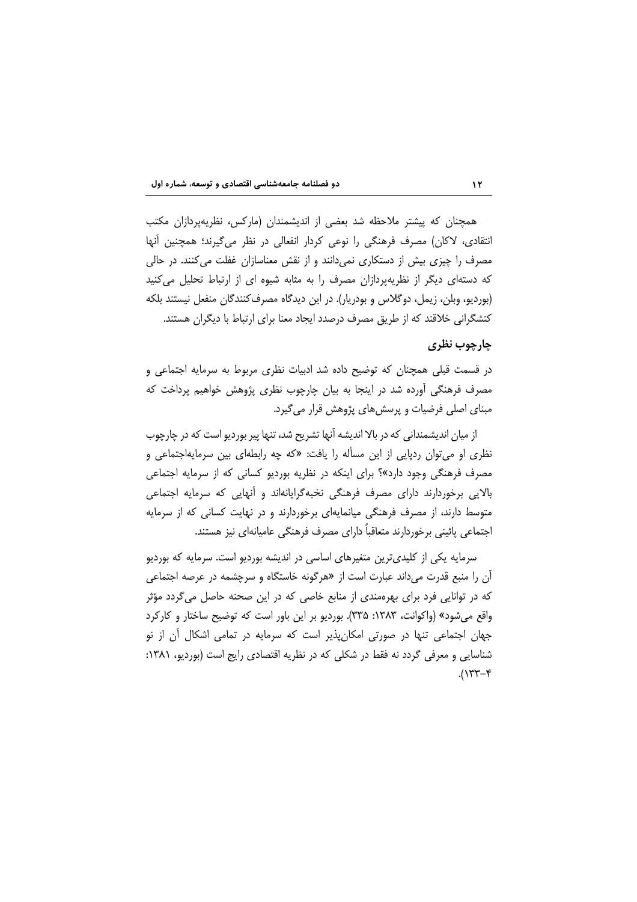همچنان که پیشتر ملاحظه شد بعضی از اندیشمندان (مارکس، نظریه‌پردازان مکتب انتقادی، لاکان) مصرف فرهنگی را نوعی کردار انفعالی در نظر می‌گیرند؛ همچنین آنها مصرف را چیزی بیش از دستکاری نمی‌دانند و از نقش معناسازان غفلت می‌کنند. در حالی که دسته‌ای دیگر از نظریه‌پردازان مصرف را به مثابه شیوه ای از ارتباط تحلیل می‌کنید (بوردیو، وبلن، زیمل، دوگلاس و بودریار). در این دیدگاه مصرف‌کنندگان منفعل نیستند بلکه کنشگرانی خلاقند که از طریق مصرف درصدد ایجاد معنا برای ارتباط با دیگران هستند.

## چارچوب نظری

در قسمت قبلی همچنان که توضیح داده شد ادبیات نظری مربوط به سرمایه اجتماعی و مصرف فرهنگی آورده شد در اینجا به بیان چارچوب نظری پژوهش خواهیم پرداخت که مبنای اصلی فرضیات و پرسش‌های پژوهش قرار می‌گیرد.

از میان اندیشمندانی که در بالا اندیشه آنها تشریح شد، تنها پیر بوردیو است که در چارچوب نظری او می‌توان ردپایی از این مسأله را یافت: «که چه رابطه‌ای بین سرمایه‌اجتماعی و مصرف فرهنگی وجود دارد»؟ برای اینکه در نظریه بوردیو کسانی که از سرمایه اجتماعی بالایی برخوردارند دارای مصرف فرهنگی نخبه‌گرایانه‌اند و آنهایی که سرمایه اجتماعی متوسط دارند، از مصرف فرهنگی میانمایه‌ای برخوردارند و در نهایت کسانی که از سرمایه اجتماعی پائینی برخوردارند متعاقباً دارای مصرف فرهنگی عامیانه‌ای نیز هستند.

سرمایه یکی از کلیدی‌ترین متغیرهای اساسی در اندیشه بوردیو است. سرمایه که بوردیو آن را منبع قدرت می‌داند عبارت است از «هرگونه خاستگاه و سرچشمه در عرصه اجتماعی که در توانایی فرد برای بهره‌مندی از منابع خاصی که در این صحنه حاصل می‌گردد مؤثر واقع می‌شود» (واکوانت، ۱۳۸۳: ۳۳۵). بوردیو بر این باور است که توضیح ساختار و کارکرد جهان اجتماعی تنها در صورتی امکان‌پذیر است که سرمایه در تمامی اشکال آن از نو شناسایی و معرفی گردد نه فقط در شکلی که در نظریه اقتصادی رایج است (بوردیو، ۱۳۸۱: ۴-۱۳۳).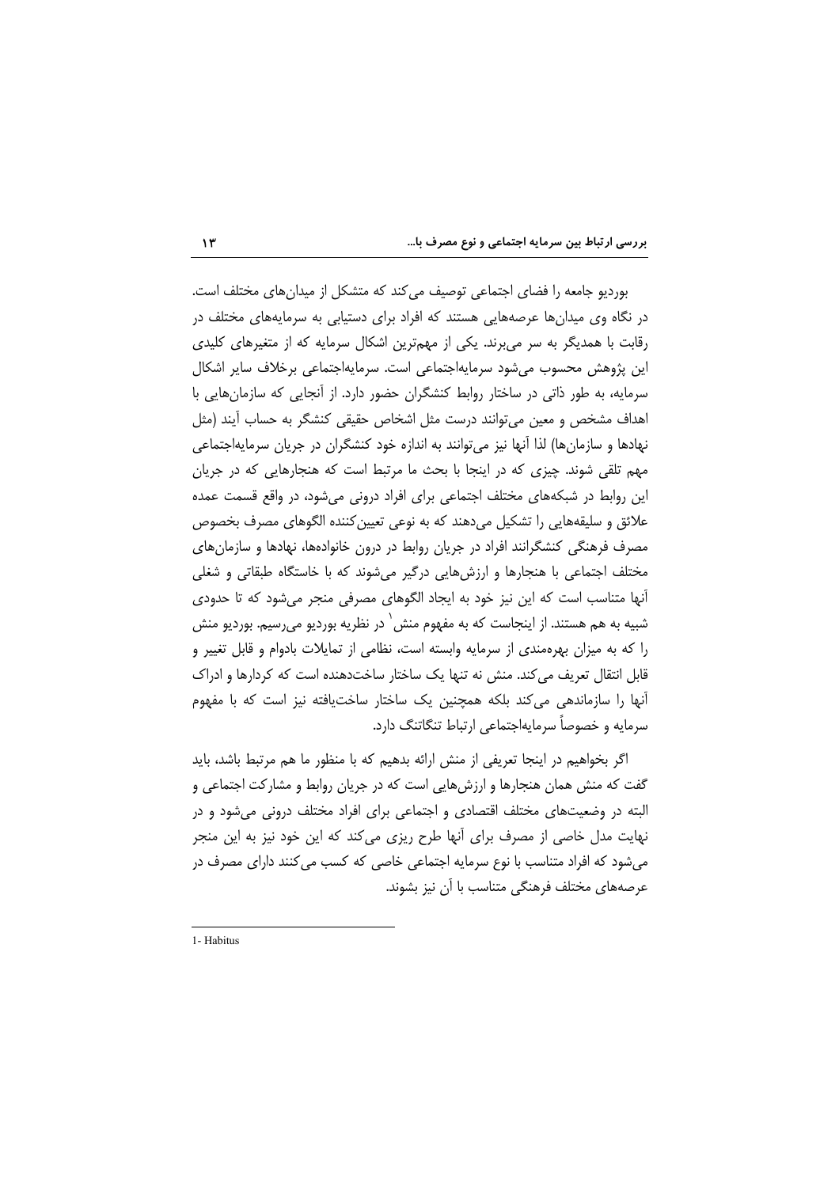بوردیو جامعه را فضای اجتماعی توصیف می‌کند که متشکل از میدان‌های مختلف است. در نگاه وی میدان‌ها عرصه‌هایی هستند که افراد برای دستیابی به سرمایه‌های مختلف در رقابت با همدیگر به سر می‌برند. یکی از مهم‌ترین اشکال سرمایه که از متغیرهای کلیدی این پژوهش محسوب می‌شود سرمایه‌اجتماعی است. سرمایه‌اجتماعی برخلاف سایر اشکال سرمایه، به طور ذاتی در ساختار روابط کنشگران حضور دارد. از آنجایی که سازمان‌هایی با اهداف مشخص و معین می‌توانند درست مثل اشخاص حقیقی کنشگر به حساب آیند (مثل نهادها و سازمان‌ها) لذا آنها نیز می‌توانند به اندازه خود کنشگران در جریان سرمایه‌اجتماعی مهم تلقی شوند. چیزی که در اینجا با بحث ما مرتبط است که هنجارهایی که در جریان این روابط در شبکه‌های مختلف اجتماعی برای افراد درونی می‌شود، در واقع قسمت عمده علائق و سلیقه‌هایی را تشکیل می‌دهند که به نوعی تعیین‌کننده الگوهای مصرف بخصوص مصرف فرهنگی کنشگرانند افراد در جریان روابط در درون خانواده‌ها، نهادها و سازمان‌های مختلف اجتماعی با هنجارها و ارزش‌هایی درگیر می‌شوند که با خاستگاه طبقاتی و شغلی آنها متناسب است که این نیز خود به ایجاد الگوهای مصرفی منجر می‌شود که تا حدودی شبیه به هم هستند. از اینجاست که به مفهوم منش[1] در نظریه بوردیو می‌رسیم. بوردیو منش را که به میزان بهره‌مندی از سرمایه وابسته است، نظامی از تمایلات بادوام و قابل تغییر و قابل انتقال تعریف می‌کند. منش نه تنها یک ساختار ساخت‌دهنده است که کردارها و ادراک آنها را سازماندهی می‌کند بلکه همچنین یک ساختار ساخت‌یافته نیز است که با مفهوم سرمایه و خصوصاً سرمایه‌اجتماعی ارتباط تنگاتنگ دارد.

اگر بخواهیم در اینجا تعریفی از منش ارائه بدهیم که با منظور ما هم مرتبط باشد، باید گفت که منش همان هنجارها و ارزش‌هایی است که در جریان روابط و مشارکت اجتماعی و البته در وضعیت‌های مختلف اقتصادی و اجتماعی برای افراد مختلف درونی می‌شود و در نهایت مدل خاصی از مصرف برای آنها طرح ریزی می‌کند که این خود نیز به این منجر می‌شود که افراد متناسب با نوع سرمایه اجتماعی خاصی که کسب می‌کنند دارای مصرف در عرصه‌های مختلف فرهنگی متناسب با آن نیز بشوند.

---

1- Habitus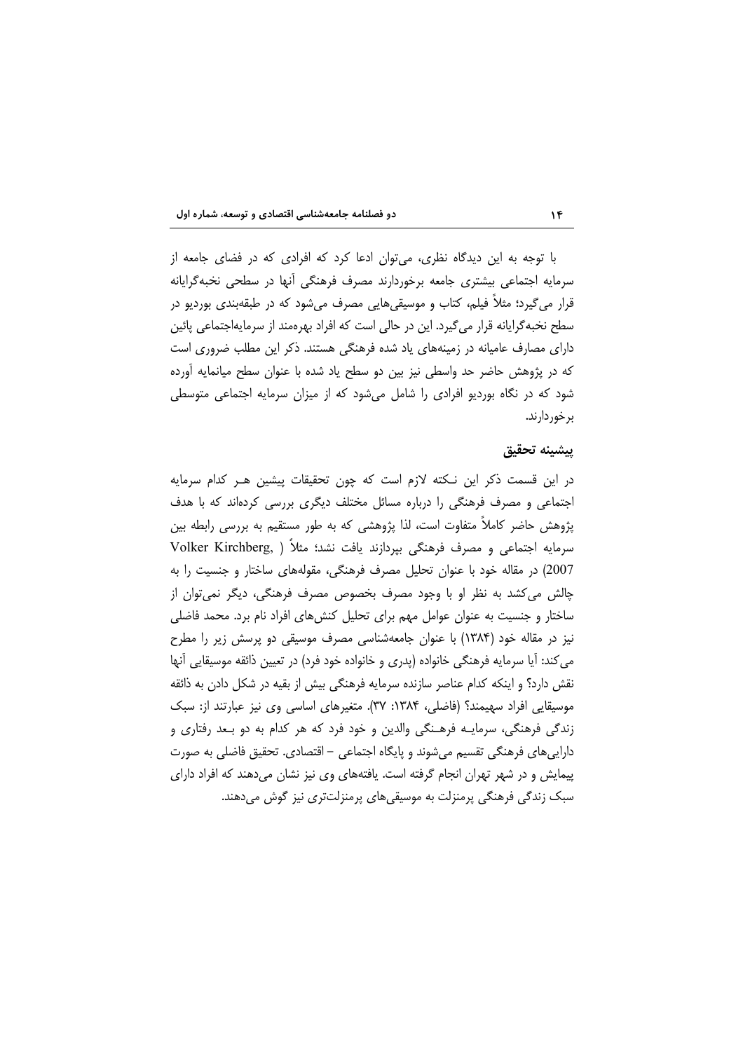با توجه به این دیدگاه نظری، می‌توان ادعا کرد که افرادی که در فضای جامعه از سرمایه اجتماعی بیشتری جامعه برخوردارند مصرف فرهنگی آنها در سطحی نخبه‌گرایانه قرار می‌گیرد؛ مثلاً فیلم، کتاب و موسیقی‌هایی مصرف می‌شود که در طبقه‌بندی بوردیو در سطح نخبه‌گرایانه قرار می‌گیرد. این در حالی است که افراد بهره‌مند از سرمایه‌اجتماعی پائین دارای مصارف عامیانه در زمینه‌های یاد شده فرهنگی هستند. ذکر این مطلب ضروری است که در پژوهش حاضر حد واسطی نیز بین دو سطح یاد شده با عنوان سطح میانمایه آورده شود که در نگاه بوردیو افرادی را شامل می‌شود که از میزان سرمایه اجتماعی متوسطی برخوردارند.

## پیشینه تحقیق

در این قسمت ذکر این نـکته لازم است که چون تحقیقات پیشین هـر کدام سرمایه اجتماعی و مصرف فرهنگی را درباره مسائل مختلف دیگری بررسی کرده‌اند که با هدف پژوهش حاضر کاملاً متفاوت است، لذا پژوهشی که به طور مستقیم به بررسی رابطه بین سرمایه اجتماعی و مصرف فرهنگی بپردازند یافت نشد؛ مثلاً (Volker Kirchberg, 2007) در مقاله خود با عنوان تحلیل مصرف فرهنگی، مقوله‌های ساختار و جنسیت را به چالش می‌کشد به نظر او با وجود مصرف بخصوص مصرف فرهنگی، دیگر نمی‌توان از ساختار و جنسیت به عنوان عوامل مهم برای تحلیل کنش‌های افراد نام برد. محمد فاضلی نیز در مقاله خود (۱۳۸۴) با عنوان جامعه‌شناسی مصرف موسیقی دو پرسش زیر را مطرح می‌کند: آیا سرمایه فرهنگی خانواده (پدری و خانواده خود فرد) در تعیین ذائقه موسیقایی آنها نقش دارد؟ و اینکه کدام عناصر سازنده سرمایه فرهنگی بیش از بقیه در شکل دادن به ذائقه موسیقایی افراد سهیمند؟ (فاضلی، ۱۳۸۴: ۳۷). متغیرهای اساسی وی نیز عبارتند از: سبک زندگی فرهنگی، سرمایـه فرهـنگی والدین و خود فرد که هر کدام به دو بـعد رفتاری و دارایی‌های فرهنگی تقسیم می‌شوند و پایگاه اجتماعی – اقتصادی. تحقیق فاضلی به صورت پیمایش و در شهر تهران انجام گرفته است. یافته‌های وی نیز نشان می‌دهند که افراد دارای سبک زندگی فرهنگی پرمنزلت به موسیقی‌های پرمنزلت‌تری نیز گوش می‌دهند.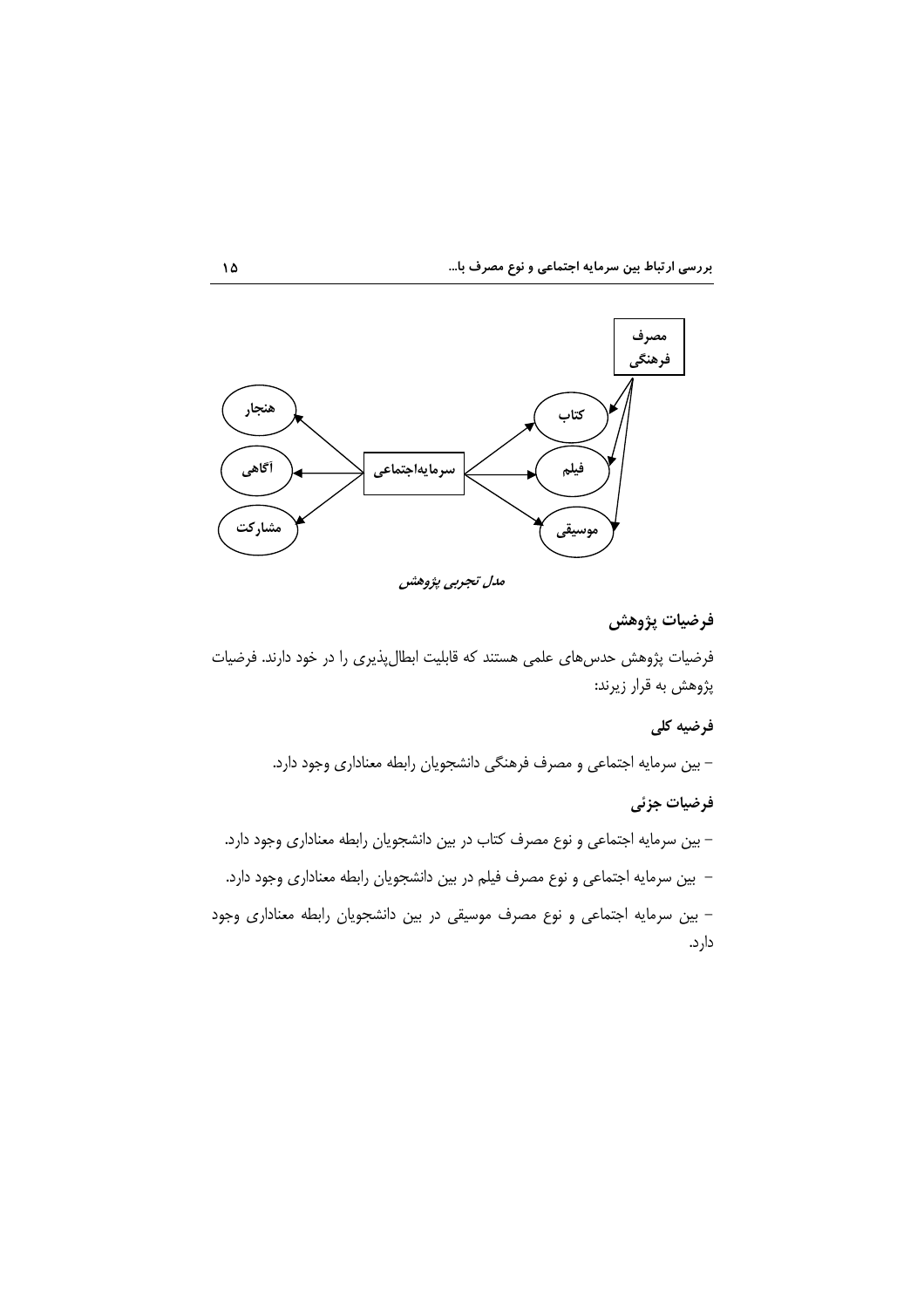مدل تجربی پژوهش

## فرضیات پژوهش

فرضیات پژوهش حدس‌های علمی هستند که قابلیت ابطال‌پذیری را در خود دارند. فرضیات پژوهش به قرار زیرند:

### فرضیه کلی

– بین سرمایه اجتماعی و مصرف فرهنگی دانشجویان رابطه معناداری وجود دارد.

### فرضیات جزئی

– بین سرمایه اجتماعی و نوع مصرف کتاب در بین دانشجویان رابطه معناداری وجود دارد.

– بین سرمایه اجتماعی و نوع مصرف فیلم در بین دانشجویان رابطه معناداری وجود دارد.

– بین سرمایه اجتماعی و نوع مصرف موسیقی در بین دانشجویان رابطه معناداری وجود دارد.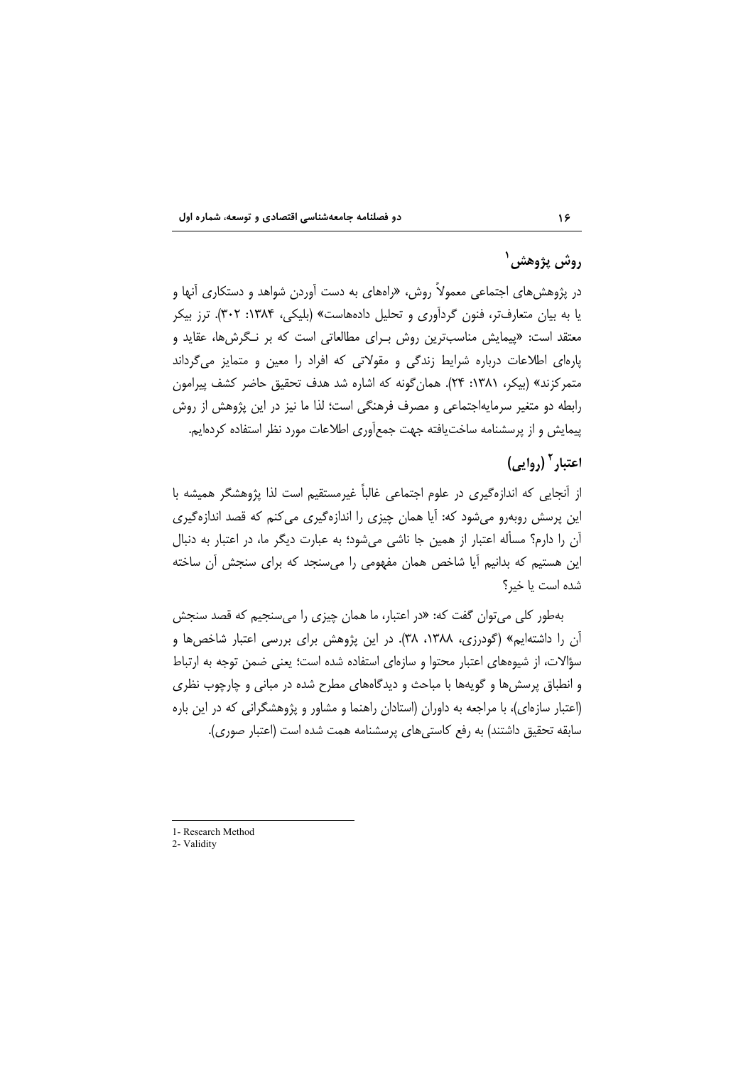## روش پژوهش[1]

در پژوهش‌های اجتماعی معمولاً روش، «راههای به دست آوردن شواهد و دستکاری آنها و یا به بیان متعارف‌تر، فنون گردآوری و تحلیل داده‌هاست» (بلیکی، ۱۳۸۴: ۳۰۲). ترز بیکر معتقد است: «پیمایش مناسب‌ترین روش بـرای مطالعاتی است که بر نـگرش‌ها، عقاید و پاره‌ای اطلاعات درباره شرایط زندگی و مقولاتی که افراد را معین و متمایز می‌گرداند متمرکزند» (بیکر، ۱۳۸۱: ۲۴). همان‌گونه که اشاره شد هدف تحقیق حاضر کشف پیرامون رابطه دو متغیر سرمایه‌اجتماعی و مصرف فرهنگی است؛ لذا ما نیز در این پژوهش از روش پیمایش و از پرسشنامه ساخت‌یافته جهت جمع‌آوری اطلاعات مورد نظر استفاده کرده‌ایم.

## اعتبار[2] (روایی)

از آنجایی که اندازه‌گیری در علوم اجتماعی غالباً غیرمستقیم است لذا پژوهشگر همیشه با این پرسش روبه‌رو می‌شود که: آیا همان چیزی را اندازه‌گیری می‌کنم که قصد اندازه‌گیری آن را دارم؟ مسأله اعتبار از همین جا ناشی می‌شود؛ به عبارت دیگر ما، در اعتبار به دنبال این هستیم که بدانیم آیا شاخص همان مفهومی را می‌سنجد که برای سنجش آن ساخته شده است یا خیر؟

به‌طور کلی می‌توان گفت که: «در اعتبار، ما همان چیزی را می‌سنجیم که قصد سنجش آن را داشته‌ایم» (گودرزی، ۱۳۸۸، ۳۸). در این پژوهش برای بررسی اعتبار شاخص‌ها و سؤالات، از شیوه‌های اعتبار محتوا و سازه‌ای استفاده شده است؛ یعنی ضمن توجه به ارتباط و انطباق پرسش‌ها و گویه‌ها با مباحث و دیدگاه‌های مطرح شده در مبانی و چارچوب نظری (اعتبار سازه‌ای)، با مراجعه به داوران (استادان راهنما و مشاور و پژوهشگرانی که در این باره سابقه تحقیق داشتند) به رفع کاستی‌های پرسشنامه همت شده است (اعتبار صوری).

---

1- Research Method

2- Validity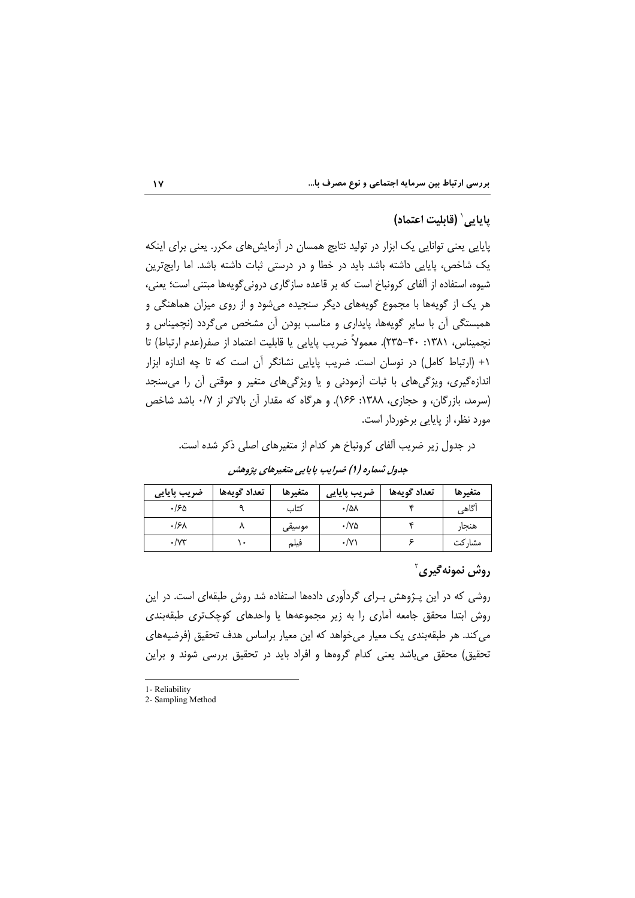## پایایی[1] (قابلیت اعتماد)

پایایی یعنی توانایی یک ابزار در تولید نتایج همسان در آزمایش‌های مکرر. یعنی برای اینکه یک شاخص، پایایی داشته باشد باید در خطا و در درستی ثبات داشته باشد. اما رایج‌ترین شیوه، استفاده از آلفای کرونباخ است که بر قاعده سازگاری درونی‌گویه‌ها مبتنی است؛ یعنی، هر یک از گویه‌ها با مجموع گویه‌های دیگر سنجیده می‌شود و از روی میزان هماهنگی و همبستگی آن با سایر گویه‌ها، پایداری و مناسب بودن آن مشخص می‌گردد (نچمیناس و نچمیناس، ۱۳۸۱: ۴۰-۲۳۵). معمولاً ضریب پایایی یا قابلیت اعتماد از صفر(عدم ارتباط) تا ۱+ (ارتباط کامل) در نوسان است. ضریب پایایی نشانگر آن است که تا چه اندازه ابزار اندازه‌گیری، ویژگی‌های با ثبات آزمودنی و یا ویژگی‌های متغیر و موقتی آن را می‌سنجد (سرمد، بازرگان، و حجازی، ۱۳۸۸: ۱۶۶). و هرگاه که مقدار آن بالاتر از ۰/۷ باشد شاخص مورد نظر، از پایایی برخوردار است.

در جدول زیر ضریب آلفای کرونباخ هر کدام از متغیرهای اصلی ذکر شده است.

*جدول شماره (۱) ضرایب پایایی متغیرهای پژوهش*

| متغیرها | تعداد گویه‌ها | ضریب پایایی | متغیرها | تعداد گویه‌ها | ضریب پایایی |
|---|---|---|---|---|---|
| آگاهی | ۴ | ۰/۵۸ | کتاب | ۹ | ۰/۶۵ |
| هنجار | ۴ | ۰/۷۵ | موسیقی | ۸ | ۰/۶۸ |
| مشارکت | ۶ | ۰/۷۱ | فیلم | ۱۰ | ۰/۷۳ |

## روش نمونه‌گیری[2]

روشی که در این پـژوهش بـرای گردآوری داده‌ها استفاده شد روش طبقه‌ای است. در این روش ابتدا محقق جامعه آماری را به زیر مجموعه‌ها یا واحدهای کوچک‌تری طبقه‌بندی می‌کند. هر طبقه‌بندی یک معیار می‌خواهد که این معیار براساس هدف تحقیق (فرضیه‌های تحقیق) محقق می‌باشد یعنی کدام گروه‌ها و افراد باید در تحقیق بررسی شوند و براین

1- Reliability
2- Sampling Method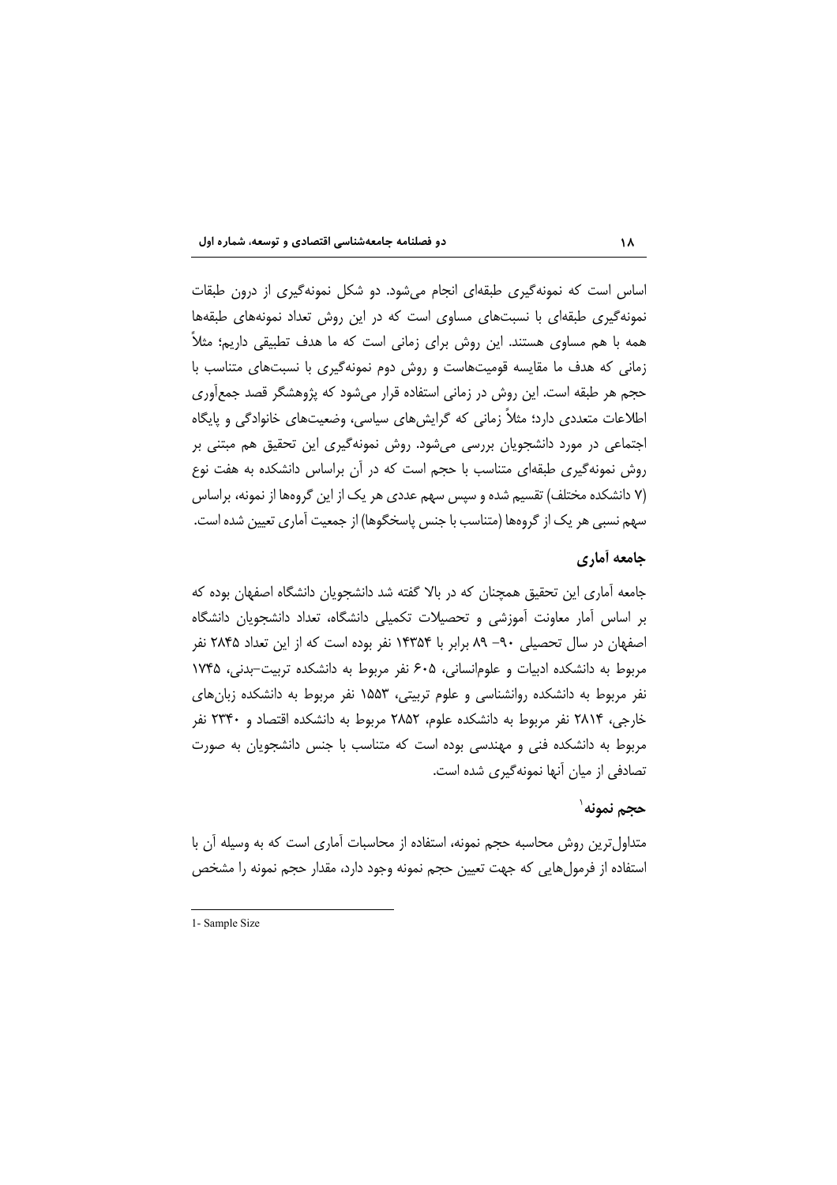اساس است که نمونه‌گیری طبقه‌ای انجام می‌شود. دو شکل نمونه‌گیری از درون طبقات نمونه‌گیری طبقه‌ای با نسبت‌های مساوی است که در این روش تعداد نمونه‌های طبقه‌ها همه با هم مساوی هستند. این روش برای زمانی است که ما هدف تطبیقی داریم؛ مثلاً زمانی که هدف ما مقایسه قومیت‌هاست و روش دوم نمونه‌گیری با نسبت‌های متناسب با حجم هر طبقه است. این روش در زمانی استفاده قرار می‌شود که پژوهشگر قصد جمع‌آوری اطلاعات متعددی دارد؛ مثلاً زمانی که گرایش‌های سیاسی، وضعیت‌های خانوادگی و پایگاه اجتماعی در مورد دانشجویان بررسی می‌شود. روش نمونه‌گیری این تحقیق هم مبتنی بر روش نمونه‌گیری طبقه‌ای متناسب با حجم است که در آن براساس دانشکده به هفت نوع (۷ دانشکده مختلف) تقسیم شده و سپس سهم عددی هر یک از این گروه‌ها از نمونه، براساس سهم نسبی هر یک از گروه‌ها (متناسب با جنس پاسخگوها) از جمعیت آماری تعیین شده است.

## جامعه آماری

جامعه آماری این تحقیق همچنان که در بالا گفته شد دانشجویان دانشگاه اصفهان بوده که بر اساس آمار معاونت آموزشی و تحصیلات تکمیلی دانشگاه، تعداد دانشجویان دانشگاه اصفهان در سال تحصیلی ۹۰- ۸۹ برابر با ۱۴۳۵۴ نفر بوده است که از این تعداد ۲۸۴۵ نفر مربوط به دانشکده ادبیات و علوم‌انسانی، ۶۰۵ نفر مربوط به دانشکده تربیت-بدنی، ۱۷۴۵ نفر مربوط به دانشکده روانشناسی و علوم تربیتی، ۱۵۵۳ نفر مربوط به دانشکده زبان‌های خارجی، ۲۸۱۴ نفر مربوط به دانشکده علوم، ۲۸۵۲ مربوط به دانشکده اقتصاد و ۲۳۴۰ نفر مربوط به دانشکده فنی و مهندسی بوده است که متناسب با جنس دانشجویان به صورت تصادفی از میان آنها نمونه‌گیری شده است.

## حجم نمونه[1]

متداول‌ترین روش محاسبه حجم نمونه، استفاده از محاسبات آماری است که به وسیله آن با استفاده از فرمول‌هایی که جهت تعیین حجم نمونه وجود دارد، مقدار حجم نمونه را مشخص

---

1- Sample Size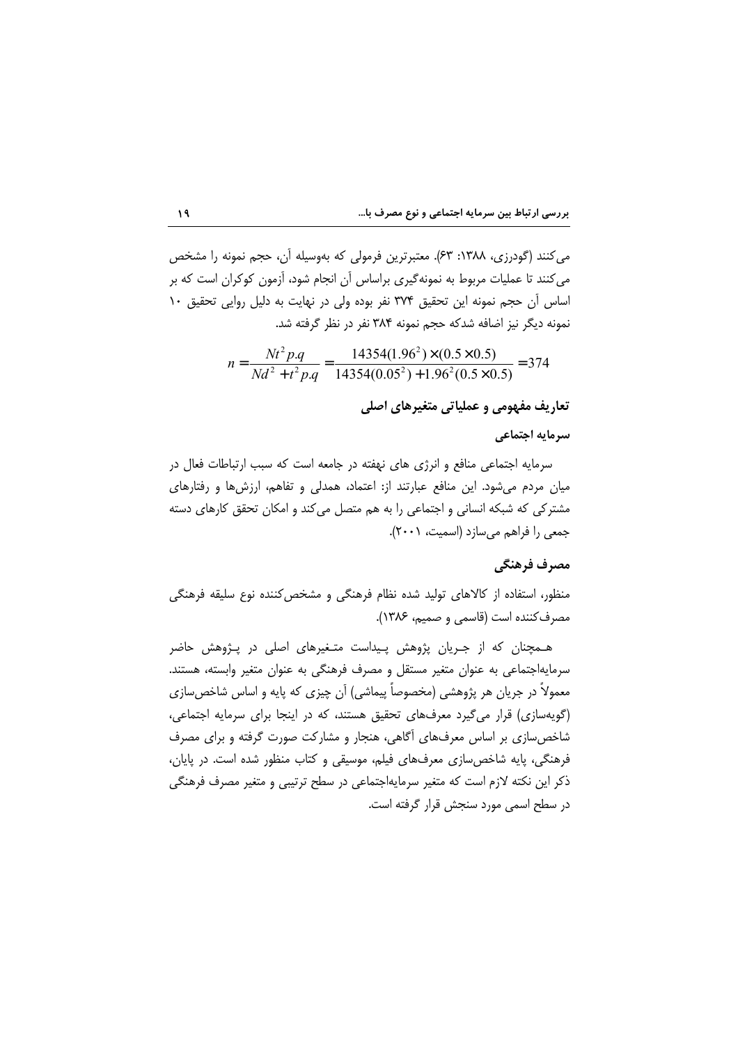می‌کنند (گودرزی، ۱۳۸۸: ۶۳). معتبرترین فرمولی که به‌وسیله آن، حجم نمونه را مشخص می‌کنند تا عملیات مربوط به نمونه‌گیری براساس آن انجام شود، آزمون کوکران است که بر اساس آن حجم نمونه این تحقیق ۳۷۴ نفر بوده ولی در نهایت به دلیل روایی تحقیق ۱۰ نمونه دیگر نیز اضافه شدکه حجم نمونه ۳۸۴ نفر در نظر گرفته شد.

$$n = \frac{Nt^2 p.q}{Nd^2 + t^2 p.q} = \frac{14354(1.96^2)\times(0.5\times0.5)}{14354(0.05^2)+1.96^2(0.5\times0.5)} = 374$$

## تعاریف مفهومی و عملیاتی متغیرهای اصلی

### سرمایه اجتماعی

سرمایه اجتماعی منافع و انرژی های نهفته در جامعه است که سبب ارتباطات فعال در میان مردم می‌شود. این منافع عبارتند از: اعتماد، همدلی و تفاهم، ارزش‌ها و رفتارهای مشترکی که شبکه انسانی و اجتماعی را به هم متصل می‌کند و امکان تحقق کارهای دسته جمعی را فراهم می‌سازد (اسمیت، ۲۰۰۱).

### مصرف فرهنگی

منظور، استفاده از کالاهای تولید شده نظام فرهنگی و مشخص‌کننده نوع سلیقه فرهنگی مصرف‌کننده است (قاسمی و صمیم، ۱۳۸۶).

همچنان که از جریان پژوهش پیداست متغیرهای اصلی در پژوهش حاضر سرمایه‌اجتماعی به عنوان متغیر مستقل و مصرف فرهنگی به عنوان متغیر وابسته، هستند. معمولاً در جریان هر پژوهشی (مخصوصاً پیماشی) آن چیزی که پایه و اساس شاخص‌سازی (گویه‌سازی) قرار می‌گیرد معرف‌های تحقیق هستند، که در اینجا برای سرمایه اجتماعی، شاخص‌سازی بر اساس معرف‌های آگاهی، هنجار و مشارکت صورت گرفته و برای مصرف فرهنگی، پایه شاخص‌سازی معرف‌های فیلم، موسیقی و کتاب منظور شده است. در پایان، ذکر این نکته لازم است که متغیر سرمایه‌اجتماعی در سطح ترتیبی و متغیر مصرف فرهنگی در سطح اسمی مورد سنجش قرار گرفته است.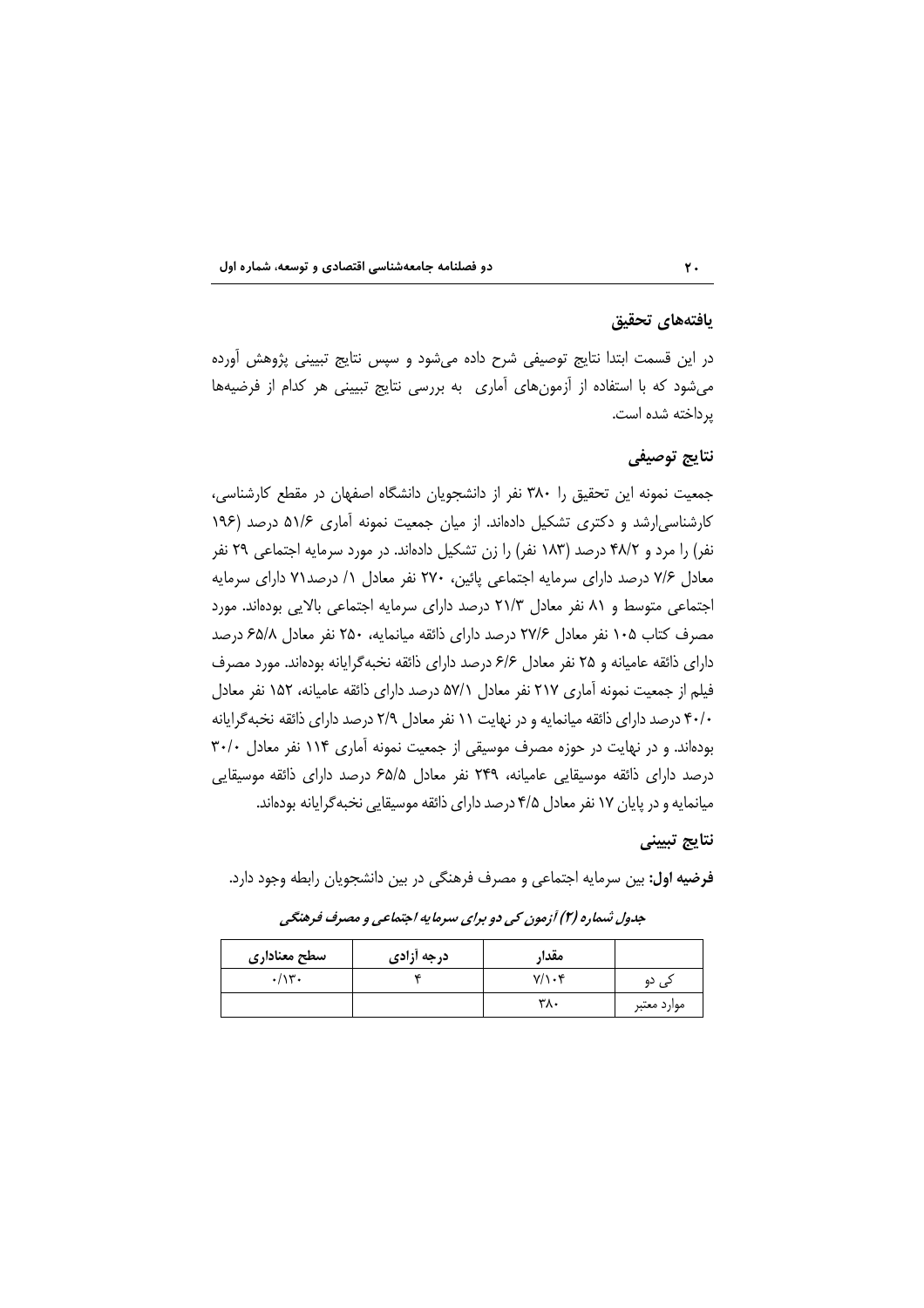## یافته‌های تحقیق

در این قسمت ابتدا نتایج توصیفی شرح داده می‌شود و سپس نتایج تبیینی پژوهش آورده می‌شود که با استفاده از آزمون‌های آماری به بررسی نتایج تبیینی هر کدام از فرضیه‌ها پرداخته شده است.

## نتایج توصیفی

جمعیت نمونه این تحقیق را ۳۸۰ نفر از دانشجویان دانشگاه اصفهان در مقطع کارشناسی، کارشناسی‌ارشد و دکتری تشکیل داده‌اند. از میان جمعیت نمونه آماری ۵۱/۶ درصد (۱۹۶ نفر) را مرد و ۴۸/۲ درصد (۱۸۳ نفر) را زن تشکیل داده‌اند. در مورد سرمایه اجتماعی ۲۹ نفر معادل ۷/۶ درصد دارای سرمایه اجتماعی پائین، ۲۷۰ نفر معادل ۱/ درصد۷۱ دارای سرمایه اجتماعی متوسط و ۸۱ نفر معادل ۲۱/۳ درصد دارای سرمایه اجتماعی بالایی بوده‌اند. مورد مصرف کتاب ۱۰۵ نفر معادل ۲۷/۶ درصد دارای ذائقه میانمایه، ۲۵۰ نفر معادل ۶۵/۸ درصد دارای ذائقه عامیانه و ۲۵ نفر معادل ۶/۶ درصد دارای ذائقه نخبه‌گرایانه بوده‌اند. مورد مصرف فیلم از جمعیت نمونه آماری ۲۱۷ نفر معادل ۵۷/۱ درصد دارای ذائقه عامیانه، ۱۵۲ نفر معادل ۴۰/۰ درصد دارای ذائقه میانمایه و در نهایت ۱۱ نفر معادل ۲/۹ درصد دارای ذائقه نخبه‌گرایانه بوده‌اند. و در نهایت در حوزه مصرف موسیقی از جمعیت نمونه آماری ۱۱۴ نفر معادل ۳۰/۰ درصد دارای ذائقه موسیقایی عامیانه، ۲۴۹ نفر معادل ۶۵/۵ درصد دارای ذائقه موسیقایی میانمایه و در پایان ۱۷ نفر معادل ۴/۵ درصد دارای ذائقه موسیقایی نخبه‌گرایانه بوده‌اند.

## نتایج تبیینی

**فرضیه اول:** بین سرمایه اجتماعی و مصرف فرهنگی در بین دانشجویان رابطه وجود دارد.

***جدول شماره (۲) آزمون کی دو برای سرمایه اجتماعی و مصرف فرهنگی***

| | مقدار | درجه آزادی | سطح معناداری |
|---|---|---|---|
| کی دو | ۷/۱۰۴ | ۴ | ۰/۱۳۰ |
| موارد معتبر | ۳۸۰ | | |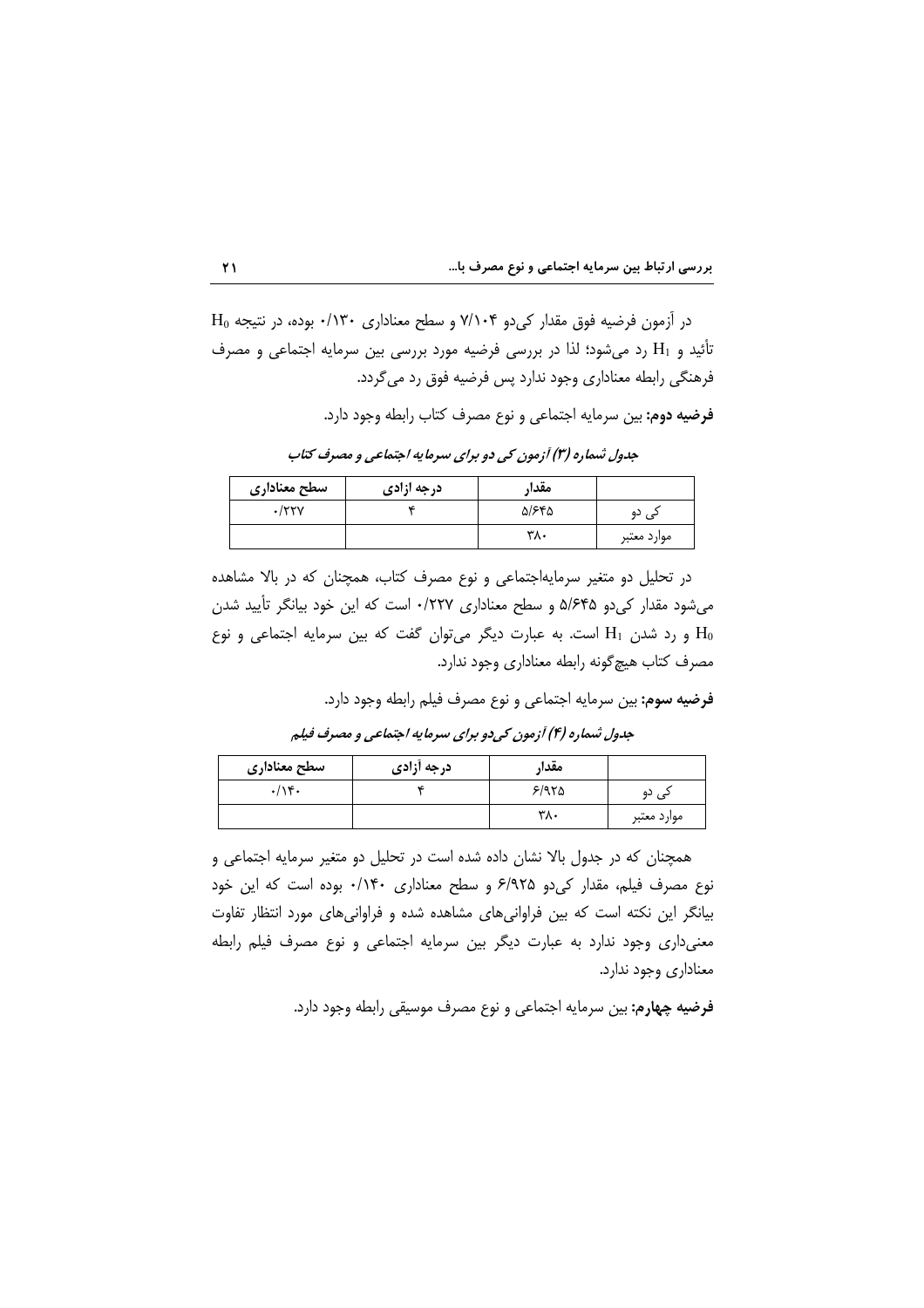در آزمون فرضیه فوق مقدار کی‌دو ۷/۱۰۴ و سطح معناداری ۰/۱۳۰ بوده، در نتیجه $H_0$ تأئید و $H_1$ رد می‌شود؛ لذا در بررسی فرضیه مورد بررسی بین سرمایه اجتماعی و مصرف فرهنگی رابطه معناداری وجود ندارد پس فرضیه فوق رد می‌گردد.

**فرضیه دوم:** بین سرمایه اجتماعی و نوع مصرف کتاب رابطه وجود دارد.

***جدول شماره (۳) آزمون کی دو برای سرمایه اجتماعی و مصرف کتاب***

| | مقدار | درجه ازادی | سطح معناداری |
|---|---|---|---|
| کی دو | ۵/۶۴۵ | ۴ | ۰/۲۲۷ |
| موارد معتبر | ۳۸۰ | | |

در تحلیل دو متغیر سرمایه‌اجتماعی و نوع مصرف کتاب، همچنان که در بالا مشاهده می‌شود مقدار کی‌دو ۵/۶۴۵ و سطح معناداری ۰/۲۲۷ است که این خود بیانگر تأیید شدن $H_0$ و رد شدن $H_1$ است. به عبارت دیگر می‌توان گفت که بین سرمایه اجتماعی و نوع مصرف کتاب هیچ‌گونه رابطه معناداری وجود ندارد.

**فرضیه سوم:** بین سرمایه اجتماعی و نوع مصرف فیلم رابطه وجود دارد.

***جدول شماره (۴) آزمون کی‌دو برای سرمایه اجتماعی و مصرف فیلم***

| | مقدار | درجه آزادی | سطح معناداری |
|---|---|---|---|
| کی دو | ۶/۹۲۵ | ۴ | ۰/۱۴۰ |
| موارد معتبر | ۳۸۰ | | |

همچنان که در جدول بالا نشان داده شده است در تحلیل دو متغیر سرمایه اجتماعی و نوع مصرف فیلم، مقدار کی‌دو ۶/۹۲۵ و سطح معناداری ۰/۱۴۰ بوده است که این خود بیانگر این نکته است که بین فراوانی‌های مشاهده شده و فراوانی‌های مورد انتظار تفاوت معنی‌داری وجود ندارد به عبارت دیگر بین سرمایه اجتماعی و نوع مصرف فیلم رابطه معناداری وجود ندارد.

**فرضیه چهارم:** بین سرمایه اجتماعی و نوع مصرف موسیقی رابطه وجود دارد.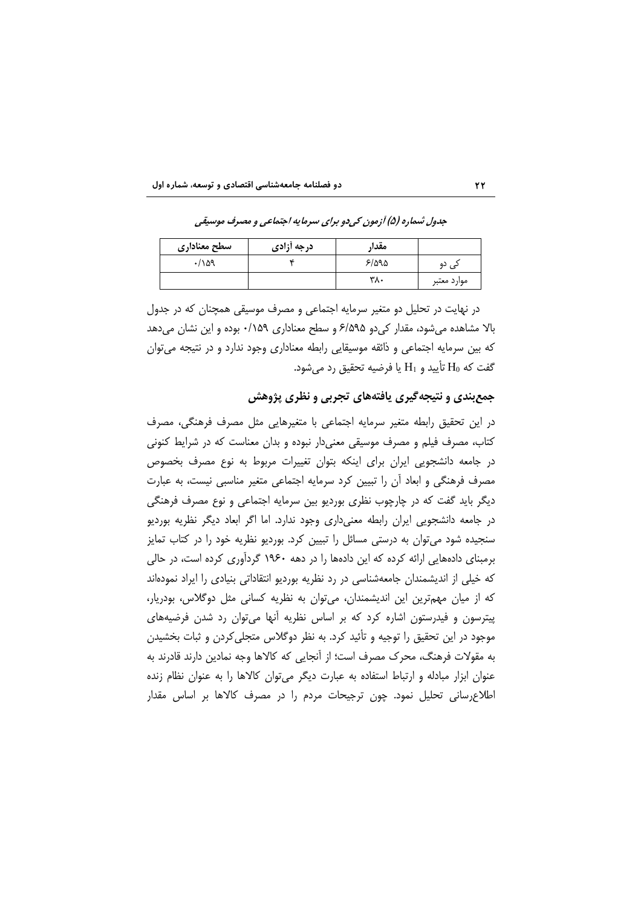*جدول شماره (۵) آزمون کی‌دو برای سرمایه اجتماعی و مصرف موسیقی*

| | مقدار | درجه آزادی | سطح معناداری |
|---|---|---|---|
| کی دو | ۶/۵۹۵ | ۴ | ۰/۱۵۹ |
| موارد معتبر | ۳۸۰ | | |

در نهایت در تحلیل دو متغیر سرمایه اجتماعی و مصرف موسیقی همچنان که در جدول بالا مشاهده می‌شود، مقدار کی‌دو ۶/۵۹۵ و سطح معناداری ۰/۱۵۹ بوده و این نشان می‌دهد که بین سرمایه اجتماعی و ذائقه موسیقایی رابطه معناداری وجود ندارد و در نتیجه می‌توان گفت که $H_0$ تأیید و $H_1$ یا فرضیه تحقیق رد می‌شود.

## جمع‌بندی و نتیجه‌گیری یافته‌های تجربی و نظری پژوهش

در این تحقیق رابطه متغیر سرمایه اجتماعی با متغیرهایی مثل مصرف فرهنگی، مصرف کتاب، مصرف فیلم و مصرف موسیقی معنی‌دار نبوده و بدان معناست که در شرایط کنونی در جامعه دانشجویی ایران برای اینکه بتوان تغییرات مربوط به نوع مصرف بخصوص مصرف فرهنگی و ابعاد آن را تبیین کرد سرمایه اجتماعی متغیر مناسبی نیست، به عبارت دیگر باید گفت که در چارچوب نظری بوردیو بین سرمایه اجتماعی و نوع مصرف فرهنگی در جامعه دانشجویی ایران رابطه معنی‌داری وجود ندارد. اما اگر ابعاد دیگر نظریه بوردیو سنجیده شود می‌توان به درستی مسائل را تبیین کرد. بوردیو نظریه خود را در کتاب تمایز برمبنای داده‌هایی ارائه کرده که این داده‌ها را در دهه ۱۹۶۰ گردآوری کرده است، در حالی که خیلی از اندیشمندان جامعه‌شناسی در رد نظریه بوردیو انتقاداتی بنیادی را ایراد نموده‌اند که از میان مهم‌ترین این اندیشمندان، می‌توان به نظریه کسانی مثل دوگلاس، بودریار، پیترسون و فیدرستون اشاره کرد که بر اساس نظریه آنها می‌توان رد شدن فرضیه‌های موجود در این تحقیق را توجیه و تأئید کرد. به نظر دوگلاس متجلی‌کردن و ثبات بخشیدن به مقولات فرهنگ، محرک مصرف است؛ از آنجایی که کالاها وجه نمادین دارند قادرند به عنوان ابزار مبادله و ارتباط استفاده به عبارت دیگر می‌توان کالاها را به عنوان نظام زنده اطلاع‌رسانی تحلیل نمود. چون ترجیحات مردم را در مصرف کالاها بر اساس مقدار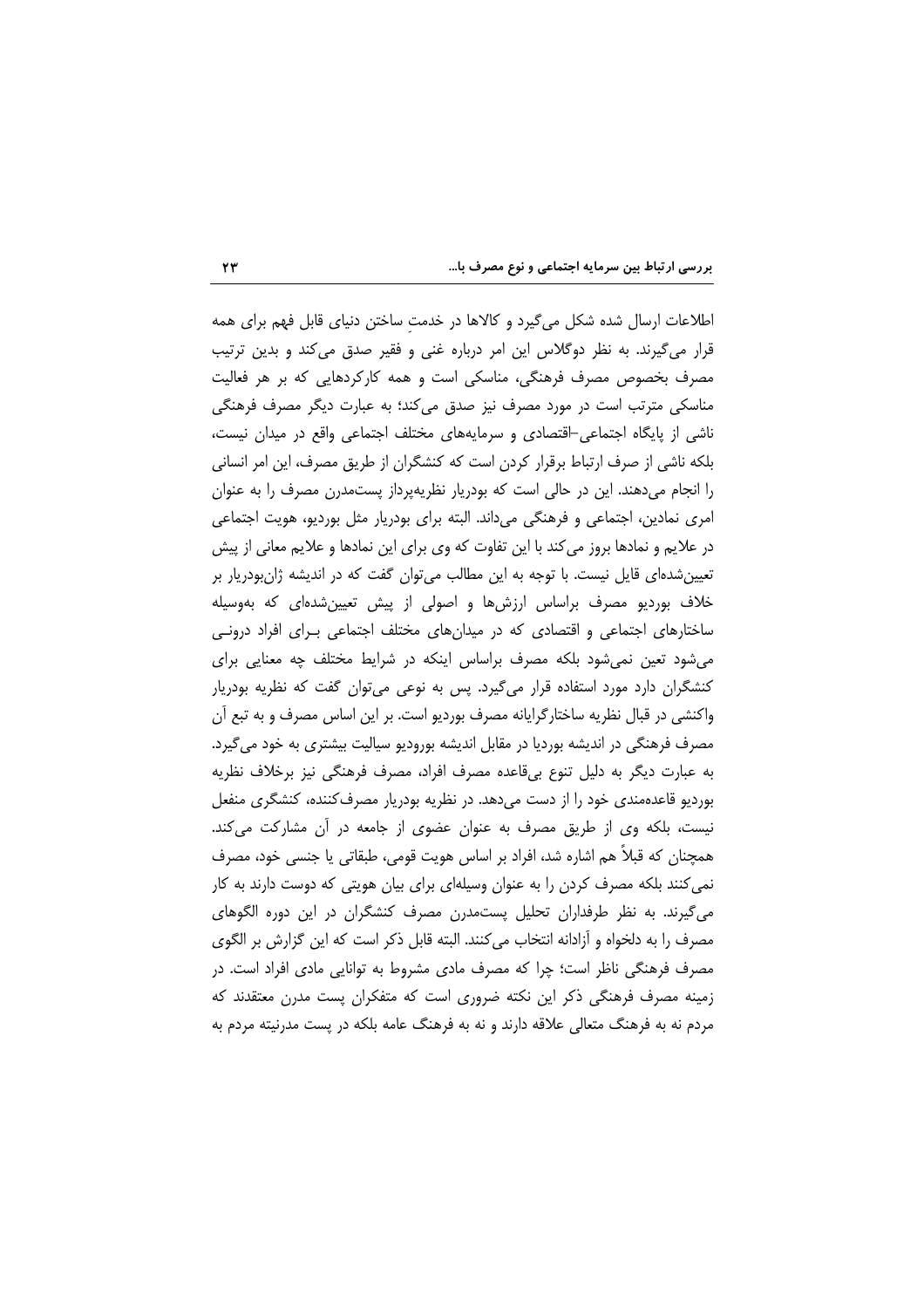اطلاعات ارسال شده شکل می‌گیرد و کالاها در خدمتِ ساختن دنیای قابل فهم برای همه قرار می‌گیرند. به نظر دوگلاس این امر درباره غنی و فقیر صدق می‌کند و بدین ترتیب مصرف بخصوص مصرف فرهنگی، مناسکی است و همه کارکردهایی که بر هر فعالیت مناسکی مترتب است در مورد مصرف نیز صدق می‌کند؛ به عبارت دیگر مصرف فرهنگی ناشی از پایگاه اجتماعی–اقتصادی و سرمایه‌های مختلف اجتماعی واقع در میدان نیست، بلکه ناشی از صرف ارتباط برقرار کردن است که کنشگران از طریق مصرف، این امر انسانی را انجام می‌دهند. این در حالی است که بودریار نظریه‌پرداز پست‌مدرن مصرف را به عنوان امری نمادین، اجتماعی و فرهنگی می‌داند. البته برای بودریار مثل بوردیو، هویت اجتماعی در علایم و نمادها بروز می‌کند با این تفاوت که وی برای این نمادها و علایم معانی از پیش تعیین‌شده‌ای قایل نیست. با توجه به این مطالب می‌توان گفت که در اندیشه ژان‌بودریار بر خلاف بوردیو مصرف براساس ارزش‌ها و اصولی از پیش تعیین‌شده‌ای که به‌وسیله ساختارهای اجتماعی و اقتصادی که در میدان‌های مختلف اجتماعی بـرای افراد درونـی می‌شود تعین نمی‌شود بلکه مصرف براساس اینکه در شرایط مختلف چه معنایی برای کنشگران دارد مورد استفاده قرار می‌گیرد. پس به نوعی می‌توان گفت که نظریه بودریار واکنشی در قبال نظریه ساختارگرایانه مصرف بوردیو است. بر این اساس مصرف و به تبع آن مصرف فرهنگی در اندیشه بوردیا در مقابل اندیشه بورودیو سیالیت بیشتری به خود می‌گیرد. به عبارت دیگر به دلیل تنوع بی‌قاعده مصرف افراد، مصرف فرهنگی نیز برخلاف نظریه بوردیو قاعده‌مندی خود را از دست می‌دهد. در نظریه بودریار مصرف‌کننده، کنشگری منفعل نیست، بلکه وی از طریق مصرف به عنوان عضوی از جامعه در آن مشارکت می‌کند. همچنان که قبلاً هم اشاره شد، افراد بر اساس هویت قومی، طبقاتی یا جنسی خود، مصرف نمی‌کنند بلکه مصرف کردن را به عنوان وسیله‌ای برای بیان هویتی که دوست دارند به کار می‌گیرند. به نظر طرفداران تحلیل پست‌مدرن مصرف کنشگران در این دوره الگوهای مصرف را به دلخواه و آزادانه انتخاب می‌کنند. البته قابل ذکر است که این گزارش بر الگوی مصرف فرهنگی ناظر است؛ چرا که مصرف مادی مشروط به توانایی مادی افراد است. در زمینه مصرف فرهنگی ذکر این نکته ضروری است که متفکران پست مدرن معتقدند که مردم نه به فرهنگ متعالی علاقه دارند و نه به فرهنگ عامه بلکه در پست مدرنیته مردم به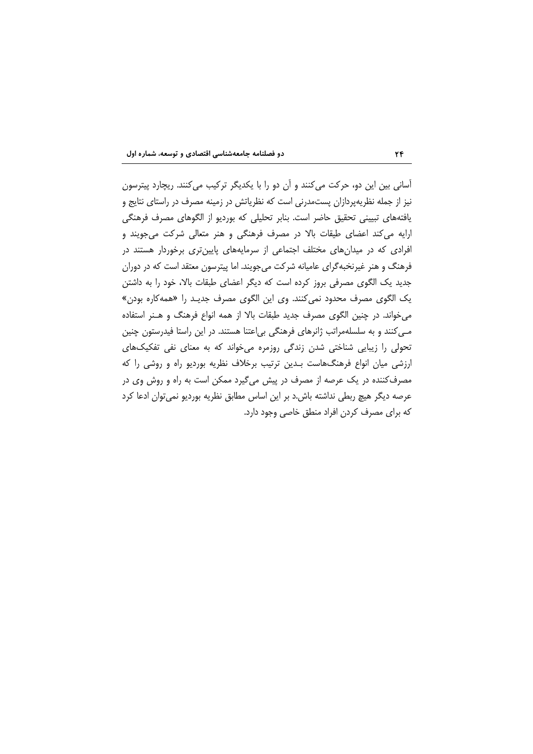آسانی بین این دو، حرکت می‌کنند و آن دو را با یکدیگر ترکیب می‌کنند. ریچارد پیترسون نیز از جمله نظریه‌پردازان پست‌مدرنی است که نظریاتش در زمینه مصرف در راستای نتایج و یافته‌های تبیینی تحقیق حاضر است. بنابر تحلیلی که بوردیو از الگوهای مصرف فرهنگی ارایه می‌کند اعضای طبقات بالا در مصرف فرهنگی و هنر متعالی شرکت می‌جویند و افرادی که در میدان‌های مختلف اجتماعی از سرمایه‌های پایین‌تری برخوردار هستند در فرهنگ و هنر غیرنخبه‌گرای عامیانه شرکت می‌جویند. اما پیترسون معتقد است که در دوران جدید یک الگوی مصرفی بروز کرده است که دیگر اعضای طبقات بالا، خود را به داشتن یک الگوی مصرف محدود نمی‌کنند. وی این الگوی مصرف جدیـد را «همه‌کاره بودن» می‌خواند. در چنین الگوی مصرف جدید طبقات بالا از همه انواع فرهنگ و هـنر استفاده مـی‌کنند و به سلسله‌مراتب ژانرهای فرهنگی بی‌اعتنا هستند. در این راستا فیدرستون چنین تحولی را زیبایی شناختی شدن زندگی روزمره می‌خواند که به معنای نفی تفکیک‌های ارزشی میان انواع فرهنگ‌هاست بـدین ترتیب برخلاف نظریه بوردیو راه و روشی را که مصرف‌کننده در یک عرصه از مصرف در پیش می‌گیرد ممکن است به راه و روش وی در عرصه دیگر هیچ ربطی نداشته باش.د بر این اساس مطابق نظریه بوردیو نمی‌توان ادعا کرد که برای مصرف کردن افراد منطق خاصی وجود دارد.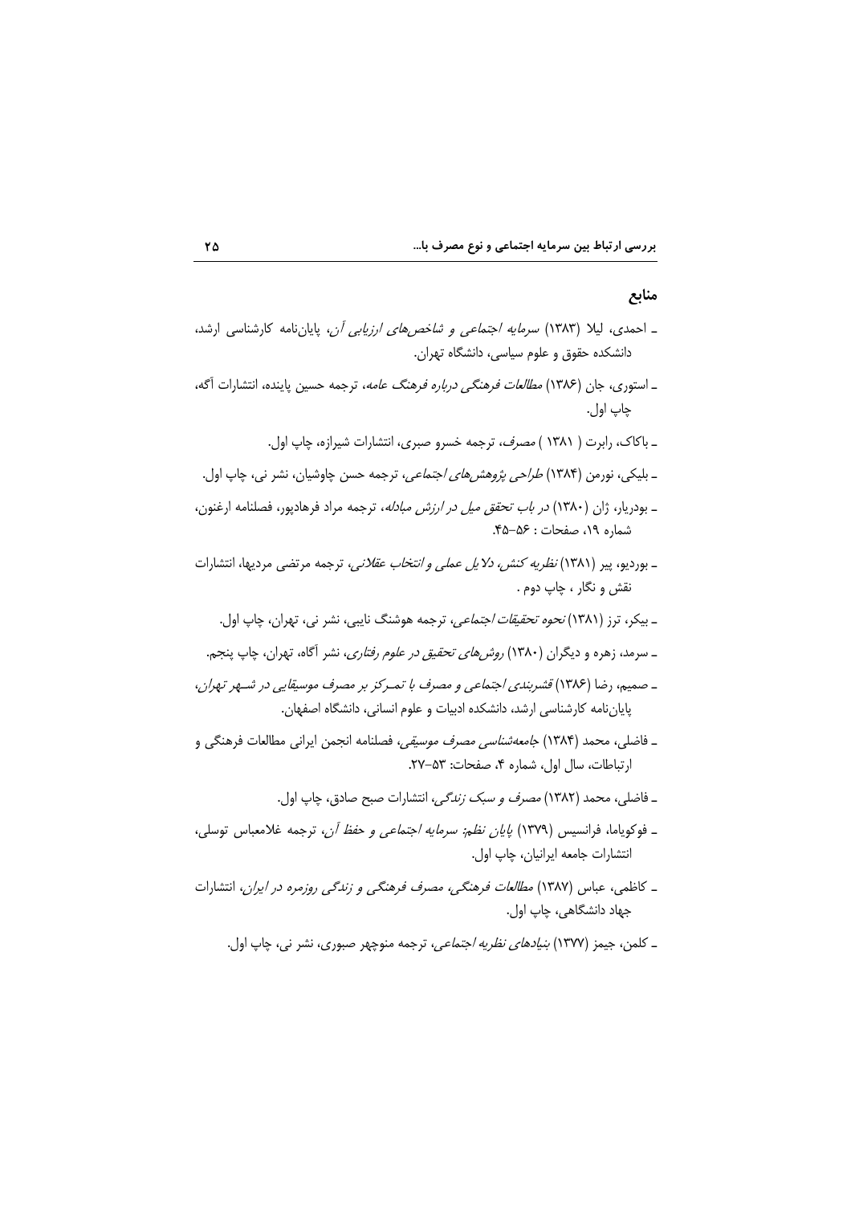## منابع

ـ احمدی، لیلا (۱۳۸۳) *سرمایه اجتماعی و شاخص‌های ارزیابی آن*، پایان‌نامه کارشناسی ارشد، دانشکده حقوق و علوم سیاسی، دانشگاه تهران.

ـ استوری، جان (۱۳۸۶) *مطالعات فرهنگی درباره فرهنگ عامه*، ترجمه حسین پاینده، انتشارات آگه، چاپ اول.

ـ باکاک، رابرت ( ۱۳۸۱ ) *مصرف*، ترجمه خسرو صبری، انتشارات شیرازه، چاپ اول.

ـ بلیکی، نورمن (۱۳۸۴) *طراحی پژوهش‌های اجتماعی*، ترجمه حسن چاوشیان، نشر نی، چاپ اول.

ـ بودریار، ژان (۱۳۸۰) *در باب تحقق میل در ارزش مبادله*، ترجمه مراد فرهادپور، فصلنامه ارغنون، شماره ۱۹، صفحات : ۵۶–۴۵.

ـ بوردیو، پیر (۱۳۸۱) *نظریه کنش، دلایل عملی و انتخاب عقلانی*، ترجمه مرتضی مردیها، انتشارات نقش و نگار ، چاپ دوم .

ـ بیکر، ترز (۱۳۸۱) *نحوه تحقیقات اجتماعی*، ترجمه هوشنگ نایبی، نشر نی، تهران، چاپ اول.

ـ سرمد، زهره و دیگران (۱۳۸۰) *روش‌های تحقیق در علوم رفتاری*، نشر آگاه، تهران، چاپ پنجم.

ـ صمیم، رضا (۱۳۸۶) *قشربندی اجتماعی و مصرف با تمرکز بر مصرف موسیقایی در شهر تهران*، پایان‌نامه کارشناسی ارشد، دانشکده ادبیات و علوم انسانی، دانشگاه اصفهان.

ـ فاضلی، محمد (۱۳۸۴) *جامعه‌شناسی مصرف موسیقی*، فصلنامه انجمن ایرانی مطالعات فرهنگی و ارتباطات، سال اول، شماره ۴، صفحات: ۵۳–۲۷.

ـ فاضلی، محمد (۱۳۸۲) *مصرف و سبک زندگی*، انتشارات صبح صادق، چاپ اول.

ـ فوکویاما، فرانسیس (۱۳۷۹) *پایان نظم: سرمایه اجتماعی و حفظ آن*، ترجمه غلامعباس توسلی، انتشارات جامعه ایرانیان، چاپ اول.

ـ کاظمی، عباس (۱۳۸۷) *مطالعات فرهنگی، مصرف فرهنگی و زندگی روزمره در ایران*، انتشارات جهاد دانشگاهی، چاپ اول.

ـ کلمن، جیمز (۱۳۷۷) *بنیادهای نظریه اجتماعی*، ترجمه منوچهر صبوری، نشر نی، چاپ اول.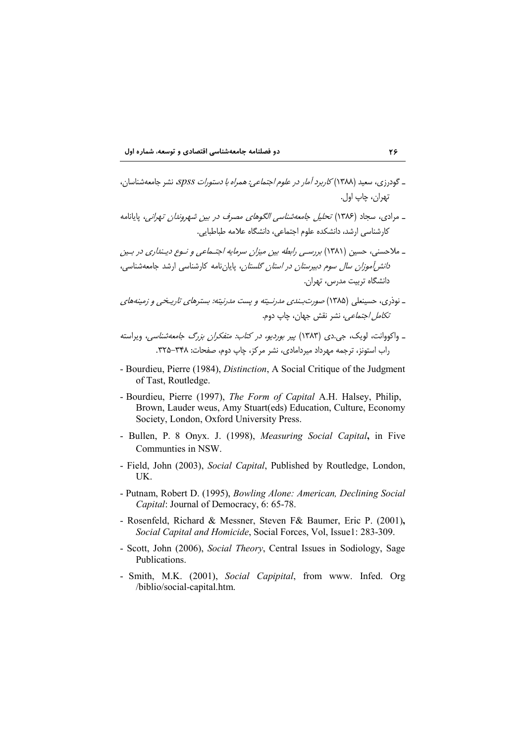- گودرزی، سعید (۱۳۸۸) *کاربرد آمار در علوم اجتماعی: همراه با دستورات spss*، نشر جامعه‌شناسان، تهران، چاپ اول.

- مرادی، سجاد (۱۳۸۶) *تحلیل جامعه‌شناسی الگوهای مصرف در بین شهروندان تهرانی*، پایانامه کارشناسی ارشد، دانشکده علوم اجتماعی، دانشگاه علامه طباطبایی.

- ملاحسنی، حسین (۱۳۸۱) *بررسی رابطه بین میزان سرمایه اجتماعی و نوع دینداری در بین دانش‌آموزان سال سوم دبیرستان در استان گلستان*، پایان‌نامه کارشناسی ارشد جامعه‌شناسی، دانشگاه تربیت مدرس، تهران.

- نوذری، حسینعلی (۱۳۸۵) *صورت‌بندی مدرنیته و پست مدرنیته: بسترهای تاریخی و زمینه‌های تکامل اجتماعی*، نشر نقش جهان، چاپ دوم.

- واکووانت، لویک، جی.دی (۱۳۸۳) *پیر بوردیو، در کتاب: متفکران بزرگ جامعه‌شناسی*، ویراسته راب استونز، ترجمه مهرداد میردامادی، نشر مرکز، چاپ دوم، صفحات: ۳۴۸-۳۲۵.

- Bourdieu, Pierre (1984), *Distinction*, A Social Critique of the Judgment of Tast, Routledge.

- Bourdieu, Pierre (1997), *The Form of Capital* A.H. Halsey, Philip, Brown, Lauder weus, Amy Stuart(eds) Education, Culture, Economy Society, London, Oxford University Press.

- Bullen, P. 8 Onyx. J. (1998), *Measuring Social Capital*, in Five Communties in NSW.

- Field, John (2003), *Social Capital*, Published by Routledge, London, UK.

- Putnam, Robert D. (1995), *Bowling Alone: American, Declining Social Capital*: Journal of Democracy, 6: 65-78.

- Rosenfeld, Richard & Messner, Steven F& Baumer, Eric P. (2001), *Social Capital and Homicide*, Social Forces, Vol, Issue1: 283-309.

- Scott, John (2006), *Social Theory*, Central Issues in Sodiology, Sage Publications.

- Smith, M.K. (2001), *Social Capipital*, from www. Infed. Org /biblio/social-capital.htm.